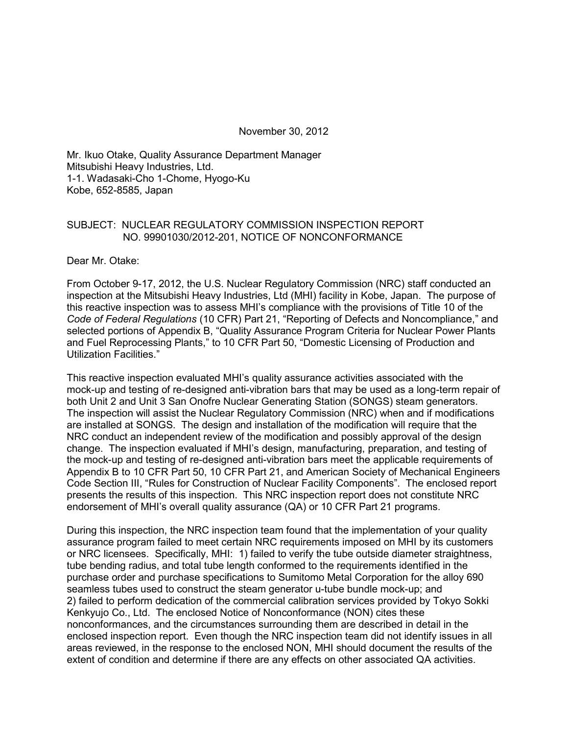November 30, 2012

Mr. Ikuo Otake, Quality Assurance Department Manager
Mitsubishi Heavy Industries, Ltd.
1-1. Wadasaki-Cho 1-Chome, Hyogo-Ku
Kobe, 652-8585, Japan

SUBJECT: NUCLEAR REGULATORY COMMISSION INSPECTION REPORT NO. 99901030/2012-201, NOTICE OF NONCONFORMANCE

Dear Mr. Otake:

From October 9-17, 2012, the U.S. Nuclear Regulatory Commission (NRC) staff conducted an inspection at the Mitsubishi Heavy Industries, Ltd (MHI) facility in Kobe, Japan. The purpose of this reactive inspection was to assess MHI's compliance with the provisions of Title 10 of the *Code of Federal Regulations* (10 CFR) Part 21, "Reporting of Defects and Noncompliance," and selected portions of Appendix B, "Quality Assurance Program Criteria for Nuclear Power Plants and Fuel Reprocessing Plants," to 10 CFR Part 50, "Domestic Licensing of Production and Utilization Facilities."

This reactive inspection evaluated MHI's quality assurance activities associated with the mock-up and testing of re-designed anti-vibration bars that may be used as a long-term repair of both Unit 2 and Unit 3 San Onofre Nuclear Generating Station (SONGS) steam generators. The inspection will assist the Nuclear Regulatory Commission (NRC) when and if modifications are installed at SONGS. The design and installation of the modification will require that the NRC conduct an independent review of the modification and possibly approval of the design change. The inspection evaluated if MHI's design, manufacturing, preparation, and testing of the mock-up and testing of re-designed anti-vibration bars meet the applicable requirements of Appendix B to 10 CFR Part 50, 10 CFR Part 21, and American Society of Mechanical Engineers Code Section III, "Rules for Construction of Nuclear Facility Components". The enclosed report presents the results of this inspection. This NRC inspection report does not constitute NRC endorsement of MHI's overall quality assurance (QA) or 10 CFR Part 21 programs.

During this inspection, the NRC inspection team found that the implementation of your quality assurance program failed to meet certain NRC requirements imposed on MHI by its customers or NRC licensees. Specifically, MHI: 1) failed to verify the tube outside diameter straightness, tube bending radius, and total tube length conformed to the requirements identified in the purchase order and purchase specifications to Sumitomo Metal Corporation for the alloy 690 seamless tubes used to construct the steam generator u-tube bundle mock-up; and 2) failed to perform dedication of the commercial calibration services provided by Tokyo Sokki Kenkyujo Co., Ltd. The enclosed Notice of Nonconformance (NON) cites these nonconformances, and the circumstances surrounding them are described in detail in the enclosed inspection report. Even though the NRC inspection team did not identify issues in all areas reviewed, in the response to the enclosed NON, MHI should document the results of the extent of condition and determine if there are any effects on other associated QA activities.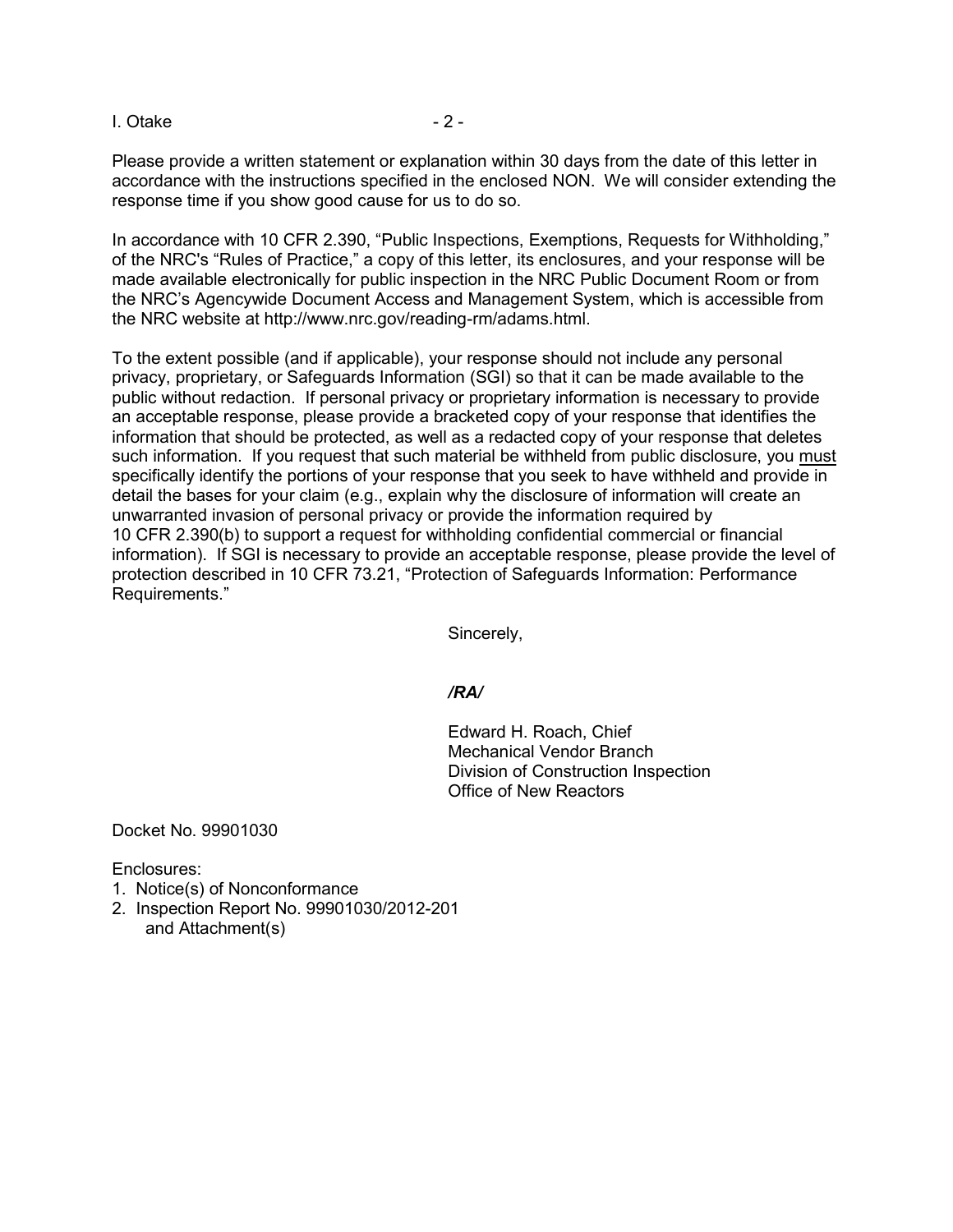Please provide a written statement or explanation within 30 days from the date of this letter in accordance with the instructions specified in the enclosed NON. We will consider extending the response time if you show good cause for us to do so.

In accordance with 10 CFR 2.390, "Public Inspections, Exemptions, Requests for Withholding," of the NRC's "Rules of Practice," a copy of this letter, its enclosures, and your response will be made available electronically for public inspection in the NRC Public Document Room or from the NRC's Agencywide Document Access and Management System, which is accessible from the NRC website at http://www.nrc.gov/reading-rm/adams.html.

To the extent possible (and if applicable), your response should not include any personal privacy, proprietary, or Safeguards Information (SGI) so that it can be made available to the public without redaction. If personal privacy or proprietary information is necessary to provide an acceptable response, please provide a bracketed copy of your response that identifies the information that should be protected, as well as a redacted copy of your response that deletes such information. If you request that such material be withheld from public disclosure, you <u>must</u> specifically identify the portions of your response that you seek to have withheld and provide in detail the bases for your claim (e.g., explain why the disclosure of information will create an unwarranted invasion of personal privacy or provide the information required by 10 CFR 2.390(b) to support a request for withholding confidential commercial or financial information). If SGI is necessary to provide an acceptable response, please provide the level of protection described in 10 CFR 73.21, "Protection of Safeguards Information: Performance Requirements."

Sincerely,

***/RA/***

Edward H. Roach, Chief
Mechanical Vendor Branch
Division of Construction Inspection
Office of New Reactors

Docket No. 99901030

Enclosures:
1. Notice(s) of Nonconformance
2. Inspection Report No. 99901030/2012-201
   and Attachment(s)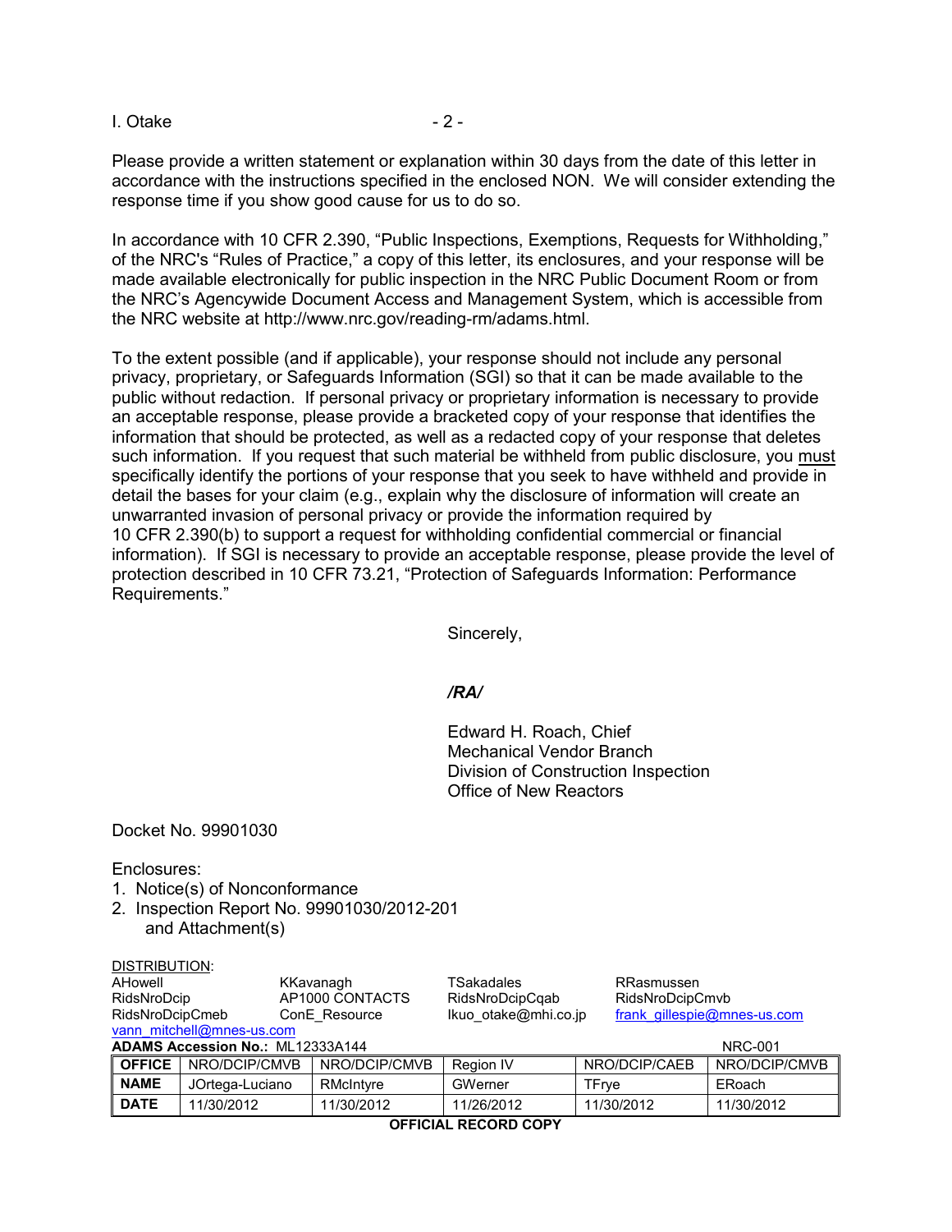Please provide a written statement or explanation within 30 days from the date of this letter in accordance with the instructions specified in the enclosed NON. We will consider extending the response time if you show good cause for us to do so.

In accordance with 10 CFR 2.390, "Public Inspections, Exemptions, Requests for Withholding," of the NRC's "Rules of Practice," a copy of this letter, its enclosures, and your response will be made available electronically for public inspection in the NRC Public Document Room or from the NRC's Agencywide Document Access and Management System, which is accessible from the NRC website at http://www.nrc.gov/reading-rm/adams.html.

To the extent possible (and if applicable), your response should not include any personal privacy, proprietary, or Safeguards Information (SGI) so that it can be made available to the public without redaction. If personal privacy or proprietary information is necessary to provide an acceptable response, please provide a bracketed copy of your response that identifies the information that should be protected, as well as a redacted copy of your response that deletes such information. If you request that such material be withheld from public disclosure, you must specifically identify the portions of your response that you seek to have withheld and provide in detail the bases for your claim (e.g., explain why the disclosure of information will create an unwarranted invasion of personal privacy or provide the information required by 10 CFR 2.390(b) to support a request for withholding confidential commercial or financial information). If SGI is necessary to provide an acceptable response, please provide the level of protection described in 10 CFR 73.21, "Protection of Safeguards Information: Performance Requirements."

Sincerely,

*/RA/*

Edward H. Roach, Chief
Mechanical Vendor Branch
Division of Construction Inspection
Office of New Reactors

Docket No. 99901030

Enclosures:
1. Notice(s) of Nonconformance
2. Inspection Report No. 99901030/2012-201
   and Attachment(s)

DISTRIBUTION:

| | | | |
|---|---|---|---|
| AHowell | KKavanagh | TSakadales | RRasmussen |
| RidsNroDcip | AP1000 CONTACTS | RidsNroDcipCqab | RidsNroDcipCmvb |
| RidsNroDcipCmeb | ConE_Resource | Ikuo_otake@mhi.co.jp | frank_gillespie@mnes-us.com |
| vann_mitchell@mnes-us.com | | | |

**ADAMS Accession No.:** ML12333A144 NRC-001

| **OFFICE** | NRO/DCIP/CMVB | NRO/DCIP/CMVB | Region IV | NRO/DCIP/CAEB | NRO/DCIP/CMVB |
|---|---|---|---|---|---|
| **NAME** | JOrtega-Luciano | RMcIntyre | GWerner | TFrye | ERoach |
| **DATE** | 11/30/2012 | 11/30/2012 | 11/26/2012 | 11/30/2012 | 11/30/2012 |

**OFFICIAL RECORD COPY**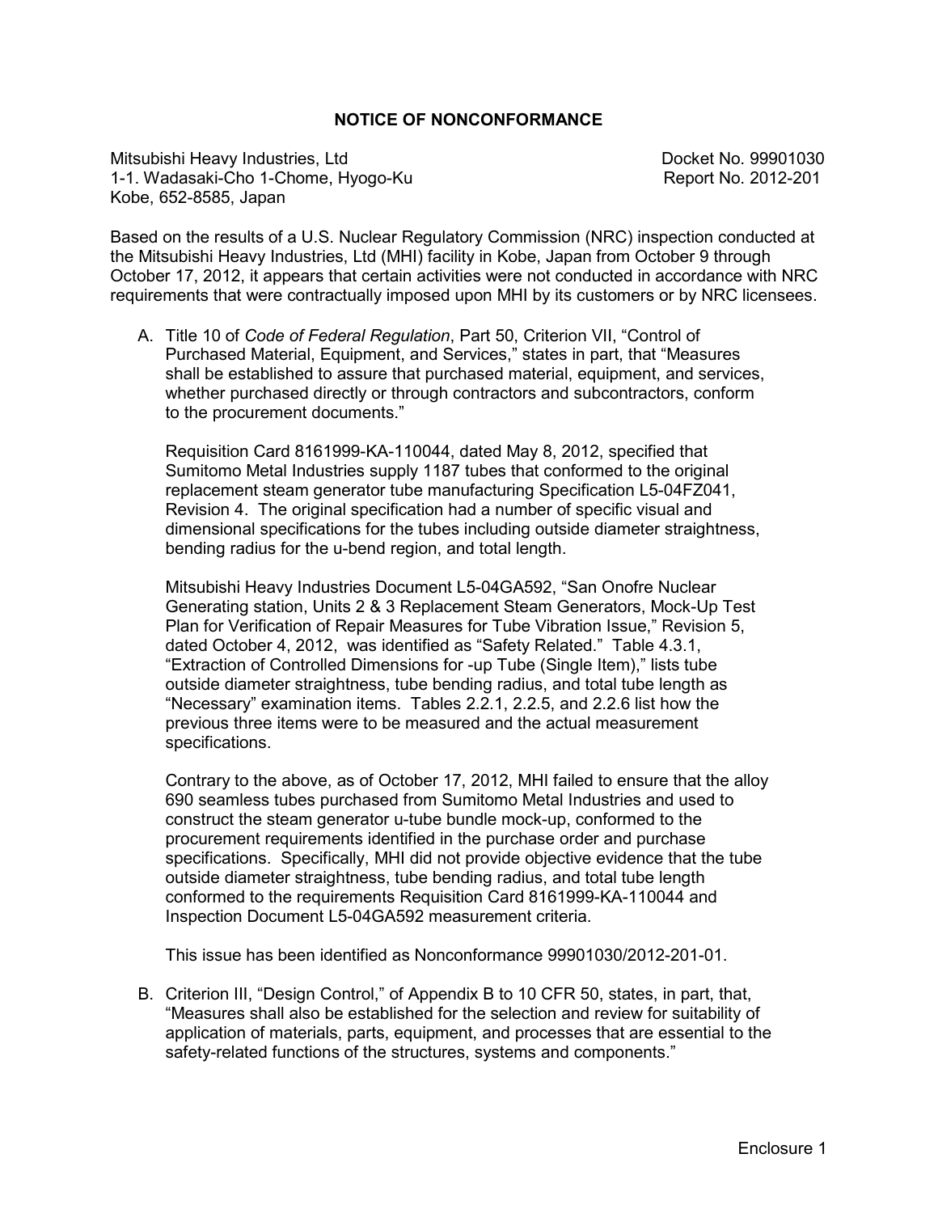## NOTICE OF NONCONFORMANCE

Mitsubishi Heavy Industries, Ltd
1-1. Wadasaki-Cho 1-Chome, Hyogo-Ku
Kobe, 652-8585, Japan

Docket No. 99901030
Report No. 2012-201

Based on the results of a U.S. Nuclear Regulatory Commission (NRC) inspection conducted at the Mitsubishi Heavy Industries, Ltd (MHI) facility in Kobe, Japan from October 9 through October 17, 2012, it appears that certain activities were not conducted in accordance with NRC requirements that were contractually imposed upon MHI by its customers or by NRC licensees.

A. Title 10 of *Code of Federal Regulation*, Part 50, Criterion VII, "Control of Purchased Material, Equipment, and Services," states in part, that "Measures shall be established to assure that purchased material, equipment, and services, whether purchased directly or through contractors and subcontractors, conform to the procurement documents."

   Requisition Card 8161999-KA-110044, dated May 8, 2012, specified that Sumitomo Metal Industries supply 1187 tubes that conformed to the original replacement steam generator tube manufacturing Specification L5-04FZ041, Revision 4. The original specification had a number of specific visual and dimensional specifications for the tubes including outside diameter straightness, bending radius for the u-bend region, and total length.

   Mitsubishi Heavy Industries Document L5-04GA592, "San Onofre Nuclear Generating station, Units 2 & 3 Replacement Steam Generators, Mock-Up Test Plan for Verification of Repair Measures for Tube Vibration Issue," Revision 5, dated October 4, 2012, was identified as "Safety Related." Table 4.3.1, "Extraction of Controlled Dimensions for -up Tube (Single Item)," lists tube outside diameter straightness, tube bending radius, and total tube length as "Necessary" examination items. Tables 2.2.1, 2.2.5, and 2.2.6 list how the previous three items were to be measured and the actual measurement specifications.

   Contrary to the above, as of October 17, 2012, MHI failed to ensure that the alloy 690 seamless tubes purchased from Sumitomo Metal Industries and used to construct the steam generator u-tube bundle mock-up, conformed to the procurement requirements identified in the purchase order and purchase specifications. Specifically, MHI did not provide objective evidence that the tube outside diameter straightness, tube bending radius, and total tube length conformed to the requirements Requisition Card 8161999-KA-110044 and Inspection Document L5-04GA592 measurement criteria.

   This issue has been identified as Nonconformance 99901030/2012-201-01.

B. Criterion III, "Design Control," of Appendix B to 10 CFR 50, states, in part, that, "Measures shall also be established for the selection and review for suitability of application of materials, parts, equipment, and processes that are essential to the safety-related functions of the structures, systems and components."

Enclosure 1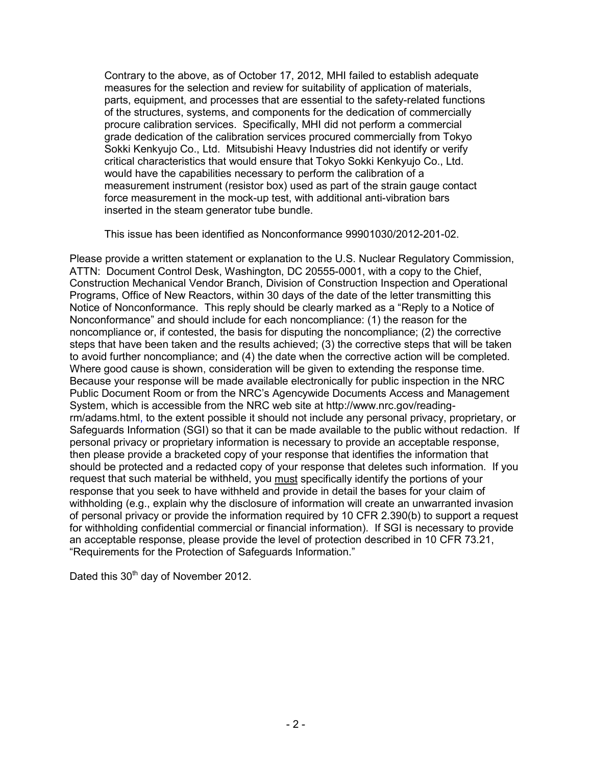Contrary to the above, as of October 17, 2012, MHI failed to establish adequate measures for the selection and review for suitability of application of materials, parts, equipment, and processes that are essential to the safety-related functions of the structures, systems, and components for the dedication of commercially procure calibration services. Specifically, MHI did not perform a commercial grade dedication of the calibration services procured commercially from Tokyo Sokki Kenkyujo Co., Ltd. Mitsubishi Heavy Industries did not identify or verify critical characteristics that would ensure that Tokyo Sokki Kenkyujo Co., Ltd. would have the capabilities necessary to perform the calibration of a measurement instrument (resistor box) used as part of the strain gauge contact force measurement in the mock-up test, with additional anti-vibration bars inserted in the steam generator tube bundle.

This issue has been identified as Nonconformance 99901030/2012-201-02.

Please provide a written statement or explanation to the U.S. Nuclear Regulatory Commission, ATTN: Document Control Desk, Washington, DC 20555-0001, with a copy to the Chief, Construction Mechanical Vendor Branch, Division of Construction Inspection and Operational Programs, Office of New Reactors, within 30 days of the date of the letter transmitting this Notice of Nonconformance. This reply should be clearly marked as a "Reply to a Notice of Nonconformance" and should include for each noncompliance: (1) the reason for the noncompliance or, if contested, the basis for disputing the noncompliance; (2) the corrective steps that have been taken and the results achieved; (3) the corrective steps that will be taken to avoid further noncompliance; and (4) the date when the corrective action will be completed. Where good cause is shown, consideration will be given to extending the response time. Because your response will be made available electronically for public inspection in the NRC Public Document Room or from the NRC's Agencywide Documents Access and Management System, which is accessible from the NRC web site at http://www.nrc.gov/reading-rm/adams.html, to the extent possible it should not include any personal privacy, proprietary, or Safeguards Information (SGI) so that it can be made available to the public without redaction. If personal privacy or proprietary information is necessary to provide an acceptable response, then please provide a bracketed copy of your response that identifies the information that should be protected and a redacted copy of your response that deletes such information. If you request that such material be withheld, you must specifically identify the portions of your response that you seek to have withheld and provide in detail the bases for your claim of withholding (e.g., explain why the disclosure of information will create an unwarranted invasion of personal privacy or provide the information required by 10 CFR 2.390(b) to support a request for withholding confidential commercial or financial information). If SGI is necessary to provide an acceptable response, please provide the level of protection described in 10 CFR 73.21, "Requirements for the Protection of Safeguards Information."

Dated this 30th day of November 2012.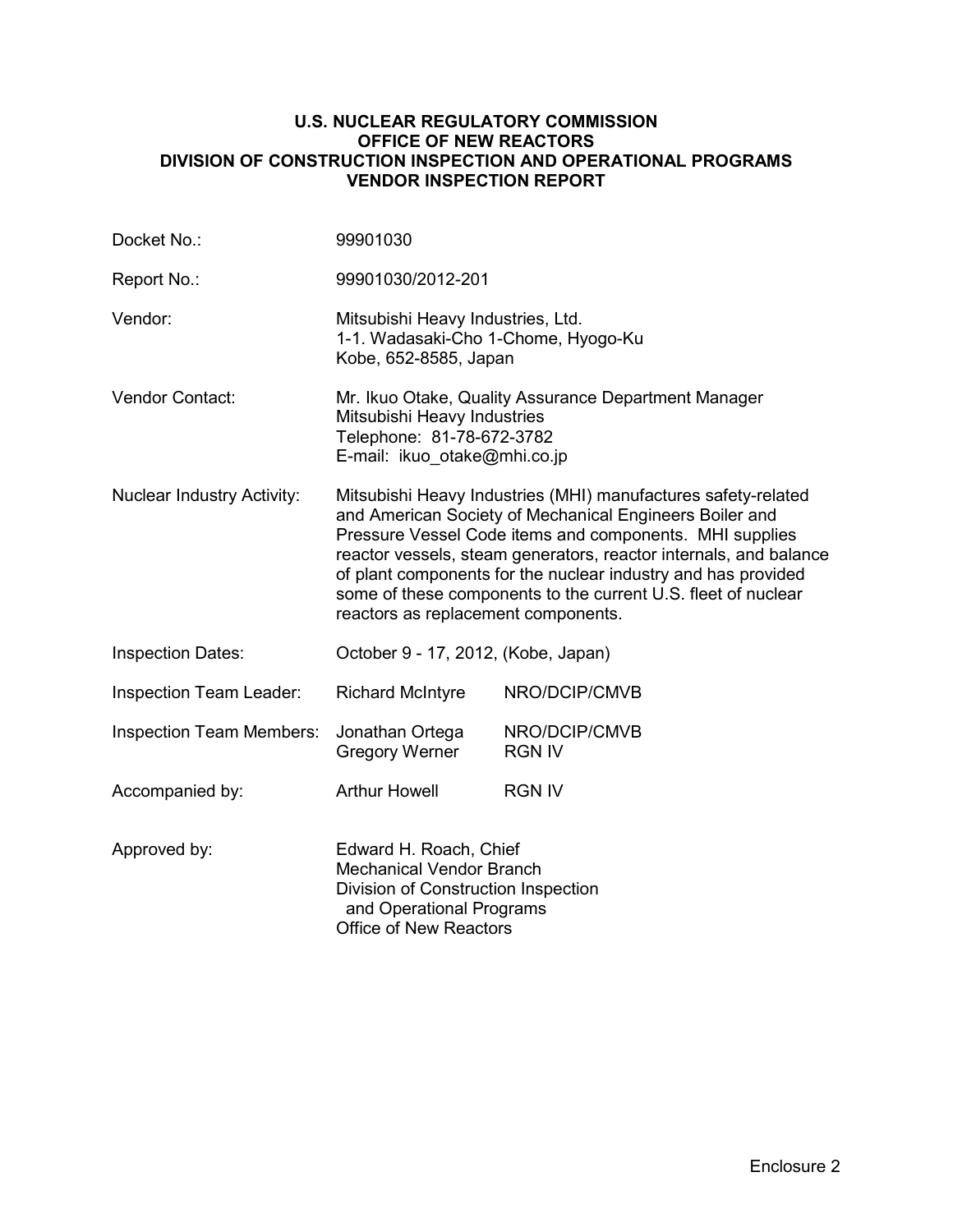**U.S. NUCLEAR REGULATORY COMMISSION**
**OFFICE OF NEW REACTORS**
**DIVISION OF CONSTRUCTION INSPECTION AND OPERATIONAL PROGRAMS**
**VENDOR INSPECTION REPORT**

| | | |
|---|---|---|
| Docket No.: | 99901030 | |
| Report No.: | 99901030/2012-201 | |
| Vendor: | Mitsubishi Heavy Industries, Ltd.<br>1-1. Wadasaki-Cho 1-Chome, Hyogo-Ku<br>Kobe, 652-8585, Japan | |
| Vendor Contact: | Mr. Ikuo Otake, Quality Assurance Department Manager<br>Mitsubishi Heavy Industries<br>Telephone: 81-78-672-3782<br>E-mail: ikuo_otake@mhi.co.jp | |
| Nuclear Industry Activity: | Mitsubishi Heavy Industries (MHI) manufactures safety-related and American Society of Mechanical Engineers Boiler and Pressure Vessel Code items and components. MHI supplies reactor vessels, steam generators, reactor internals, and balance of plant components for the nuclear industry and has provided some of these components to the current U.S. fleet of nuclear reactors as replacement components. | |
| Inspection Dates: | October 9 - 17, 2012, (Kobe, Japan) | |
| Inspection Team Leader: | Richard McIntyre | NRO/DCIP/CMVB |
| Inspection Team Members: | Jonathan Ortega<br>Gregory Werner | NRO/DCIP/CMVB<br>RGN IV |
| Accompanied by: | Arthur Howell | RGN IV |
| Approved by: | Edward H. Roach, Chief<br>Mechanical Vendor Branch<br>Division of Construction Inspection and Operational Programs<br>Office of New Reactors | |

Enclosure 2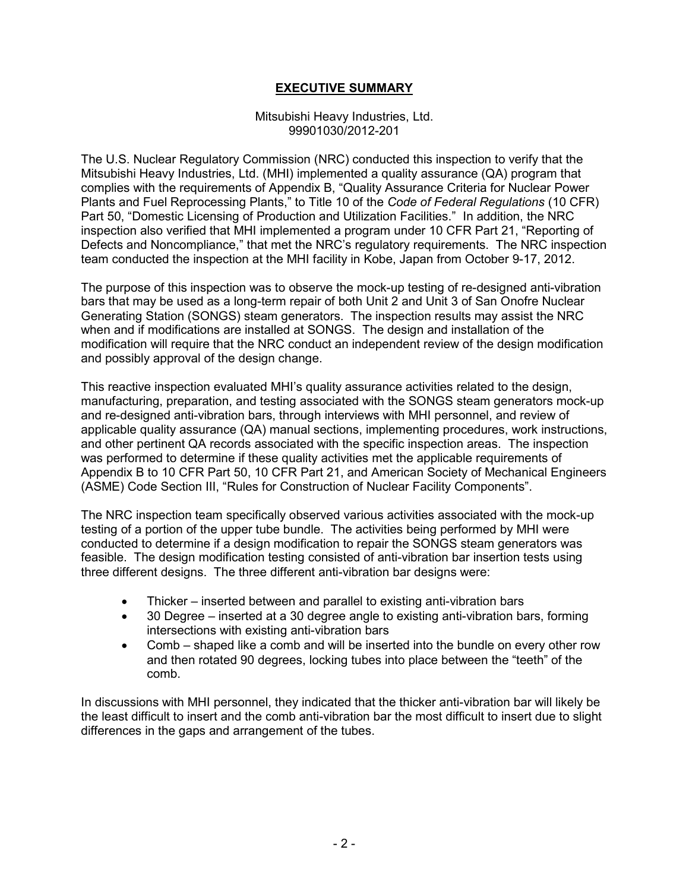## EXECUTIVE SUMMARY

Mitsubishi Heavy Industries, Ltd.
99901030/2012-201

The U.S. Nuclear Regulatory Commission (NRC) conducted this inspection to verify that the Mitsubishi Heavy Industries, Ltd. (MHI) implemented a quality assurance (QA) program that complies with the requirements of Appendix B, "Quality Assurance Criteria for Nuclear Power Plants and Fuel Reprocessing Plants," to Title 10 of the *Code of Federal Regulations* (10 CFR) Part 50, "Domestic Licensing of Production and Utilization Facilities." In addition, the NRC inspection also verified that MHI implemented a program under 10 CFR Part 21, "Reporting of Defects and Noncompliance," that met the NRC's regulatory requirements. The NRC inspection team conducted the inspection at the MHI facility in Kobe, Japan from October 9-17, 2012.

The purpose of this inspection was to observe the mock-up testing of re-designed anti-vibration bars that may be used as a long-term repair of both Unit 2 and Unit 3 of San Onofre Nuclear Generating Station (SONGS) steam generators. The inspection results may assist the NRC when and if modifications are installed at SONGS. The design and installation of the modification will require that the NRC conduct an independent review of the design modification and possibly approval of the design change.

This reactive inspection evaluated MHI's quality assurance activities related to the design, manufacturing, preparation, and testing associated with the SONGS steam generators mock-up and re-designed anti-vibration bars, through interviews with MHI personnel, and review of applicable quality assurance (QA) manual sections, implementing procedures, work instructions, and other pertinent QA records associated with the specific inspection areas. The inspection was performed to determine if these quality activities met the applicable requirements of Appendix B to 10 CFR Part 50, 10 CFR Part 21, and American Society of Mechanical Engineers (ASME) Code Section III, "Rules for Construction of Nuclear Facility Components".

The NRC inspection team specifically observed various activities associated with the mock-up testing of a portion of the upper tube bundle. The activities being performed by MHI were conducted to determine if a design modification to repair the SONGS steam generators was feasible. The design modification testing consisted of anti-vibration bar insertion tests using three different designs. The three different anti-vibration bar designs were:

- Thicker – inserted between and parallel to existing anti-vibration bars
- 30 Degree – inserted at a 30 degree angle to existing anti-vibration bars, forming intersections with existing anti-vibration bars
- Comb – shaped like a comb and will be inserted into the bundle on every other row and then rotated 90 degrees, locking tubes into place between the "teeth" of the comb.

In discussions with MHI personnel, they indicated that the thicker anti-vibration bar will likely be the least difficult to insert and the comb anti-vibration bar the most difficult to insert due to slight differences in the gaps and arrangement of the tubes.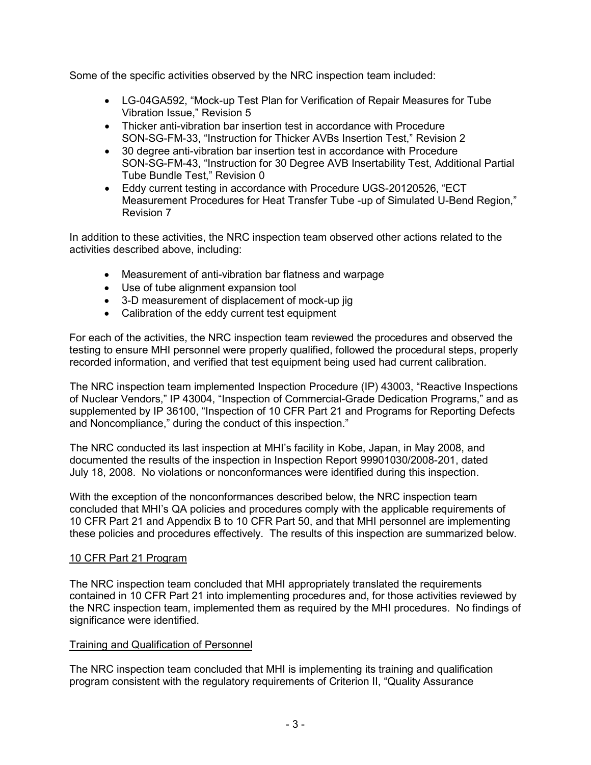Some of the specific activities observed by the NRC inspection team included:

- LG-04GA592, "Mock-up Test Plan for Verification of Repair Measures for Tube Vibration Issue," Revision 5
- Thicker anti-vibration bar insertion test in accordance with Procedure SON-SG-FM-33, "Instruction for Thicker AVBs Insertion Test," Revision 2
- 30 degree anti-vibration bar insertion test in accordance with Procedure SON-SG-FM-43, "Instruction for 30 Degree AVB Insertability Test, Additional Partial Tube Bundle Test," Revision 0
- Eddy current testing in accordance with Procedure UGS-20120526, "ECT Measurement Procedures for Heat Transfer Tube -up of Simulated U-Bend Region," Revision 7

In addition to these activities, the NRC inspection team observed other actions related to the activities described above, including:

- Measurement of anti-vibration bar flatness and warpage
- Use of tube alignment expansion tool
- 3-D measurement of displacement of mock-up jig
- Calibration of the eddy current test equipment

For each of the activities, the NRC inspection team reviewed the procedures and observed the testing to ensure MHI personnel were properly qualified, followed the procedural steps, properly recorded information, and verified that test equipment being used had current calibration.

The NRC inspection team implemented Inspection Procedure (IP) 43003, "Reactive Inspections of Nuclear Vendors," IP 43004, "Inspection of Commercial-Grade Dedication Programs," and as supplemented by IP 36100, "Inspection of 10 CFR Part 21 and Programs for Reporting Defects and Noncompliance," during the conduct of this inspection."

The NRC conducted its last inspection at MHI's facility in Kobe, Japan, in May 2008, and documented the results of the inspection in Inspection Report 99901030/2008-201, dated July 18, 2008. No violations or nonconformances were identified during this inspection.

With the exception of the nonconformances described below, the NRC inspection team concluded that MHI's QA policies and procedures comply with the applicable requirements of 10 CFR Part 21 and Appendix B to 10 CFR Part 50, and that MHI personnel are implementing these policies and procedures effectively. The results of this inspection are summarized below.

## 10 CFR Part 21 Program

The NRC inspection team concluded that MHI appropriately translated the requirements contained in 10 CFR Part 21 into implementing procedures and, for those activities reviewed by the NRC inspection team, implemented them as required by the MHI procedures. No findings of significance were identified.

## Training and Qualification of Personnel

The NRC inspection team concluded that MHI is implementing its training and qualification program consistent with the regulatory requirements of Criterion II, "Quality Assurance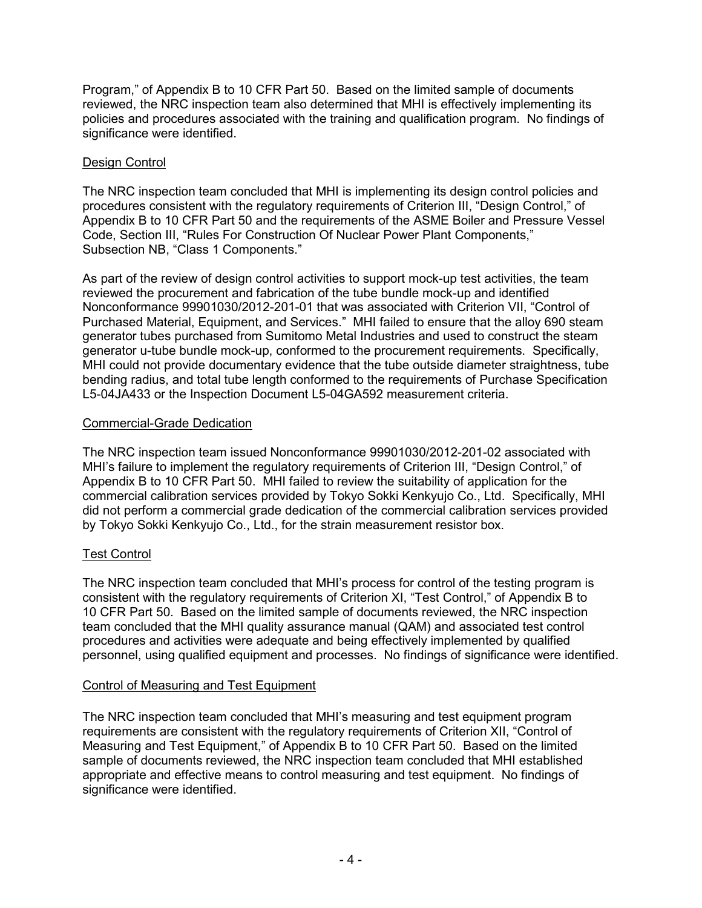Program," of Appendix B to 10 CFR Part 50. Based on the limited sample of documents reviewed, the NRC inspection team also determined that MHI is effectively implementing its policies and procedures associated with the training and qualification program. No findings of significance were identified.

Design Control

The NRC inspection team concluded that MHI is implementing its design control policies and procedures consistent with the regulatory requirements of Criterion III, "Design Control," of Appendix B to 10 CFR Part 50 and the requirements of the ASME Boiler and Pressure Vessel Code, Section III, "Rules For Construction Of Nuclear Power Plant Components," Subsection NB, "Class 1 Components."

As part of the review of design control activities to support mock-up test activities, the team reviewed the procurement and fabrication of the tube bundle mock-up and identified Nonconformance 99901030/2012-201-01 that was associated with Criterion VII, "Control of Purchased Material, Equipment, and Services." MHI failed to ensure that the alloy 690 steam generator tubes purchased from Sumitomo Metal Industries and used to construct the steam generator u-tube bundle mock-up, conformed to the procurement requirements. Specifically, MHI could not provide documentary evidence that the tube outside diameter straightness, tube bending radius, and total tube length conformed to the requirements of Purchase Specification L5-04JA433 or the Inspection Document L5-04GA592 measurement criteria.

Commercial-Grade Dedication

The NRC inspection team issued Nonconformance 99901030/2012-201-02 associated with MHI's failure to implement the regulatory requirements of Criterion III, "Design Control," of Appendix B to 10 CFR Part 50. MHI failed to review the suitability of application for the commercial calibration services provided by Tokyo Sokki Kenkyujo Co., Ltd. Specifically, MHI did not perform a commercial grade dedication of the commercial calibration services provided by Tokyo Sokki Kenkyujo Co., Ltd., for the strain measurement resistor box.

Test Control

The NRC inspection team concluded that MHI's process for control of the testing program is consistent with the regulatory requirements of Criterion XI, "Test Control," of Appendix B to 10 CFR Part 50. Based on the limited sample of documents reviewed, the NRC inspection team concluded that the MHI quality assurance manual (QAM) and associated test control procedures and activities were adequate and being effectively implemented by qualified personnel, using qualified equipment and processes. No findings of significance were identified.

Control of Measuring and Test Equipment

The NRC inspection team concluded that MHI's measuring and test equipment program requirements are consistent with the regulatory requirements of Criterion XII, "Control of Measuring and Test Equipment," of Appendix B to 10 CFR Part 50. Based on the limited sample of documents reviewed, the NRC inspection team concluded that MHI established appropriate and effective means to control measuring and test equipment. No findings of significance were identified.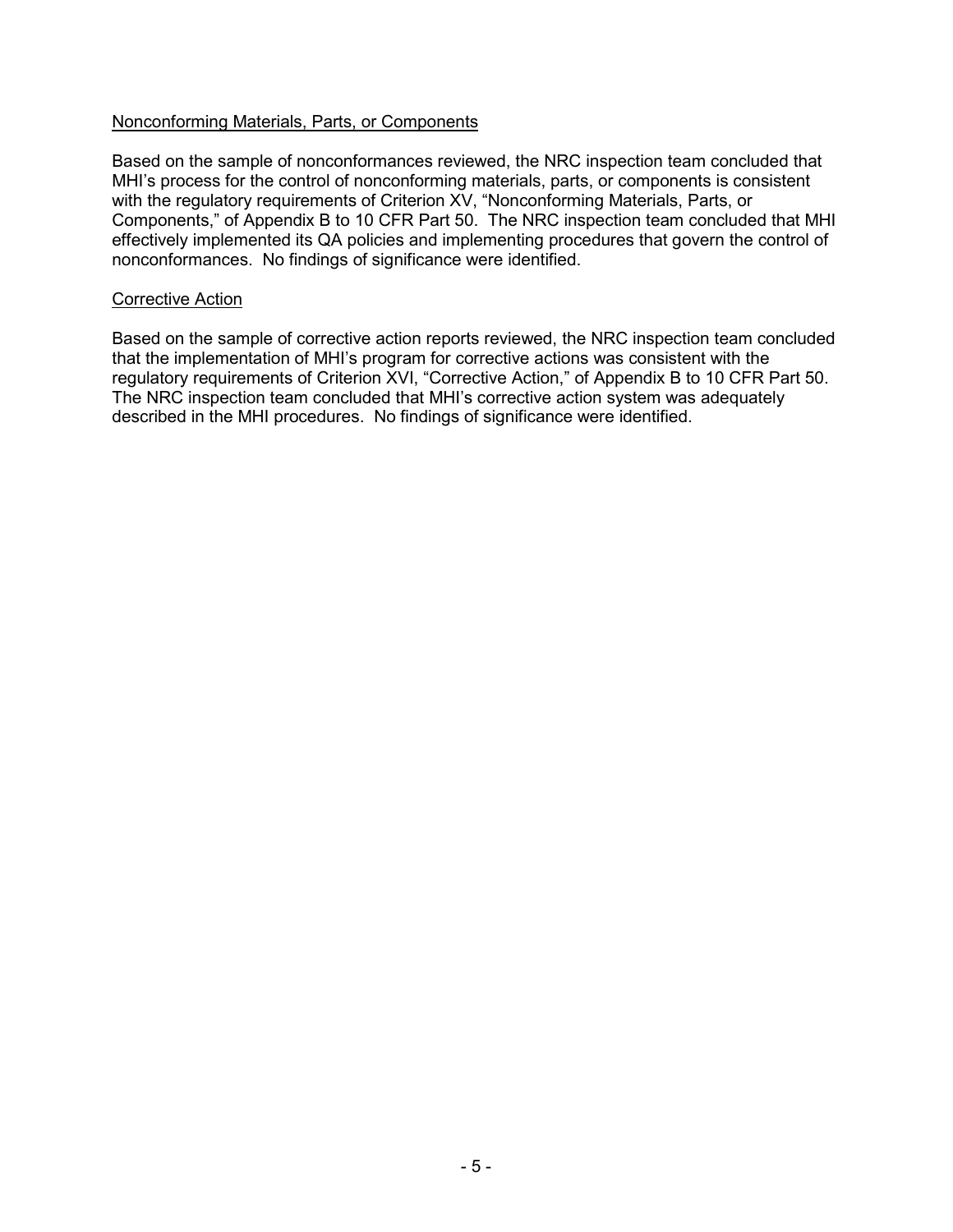<u>Nonconforming Materials, Parts, or Components</u>

Based on the sample of nonconformances reviewed, the NRC inspection team concluded that MHI's process for the control of nonconforming materials, parts, or components is consistent with the regulatory requirements of Criterion XV, "Nonconforming Materials, Parts, or Components," of Appendix B to 10 CFR Part 50. The NRC inspection team concluded that MHI effectively implemented its QA policies and implementing procedures that govern the control of nonconformances. No findings of significance were identified.

<u>Corrective Action</u>

Based on the sample of corrective action reports reviewed, the NRC inspection team concluded that the implementation of MHI's program for corrective actions was consistent with the regulatory requirements of Criterion XVI, "Corrective Action," of Appendix B to 10 CFR Part 50. The NRC inspection team concluded that MHI's corrective action system was adequately described in the MHI procedures. No findings of significance were identified.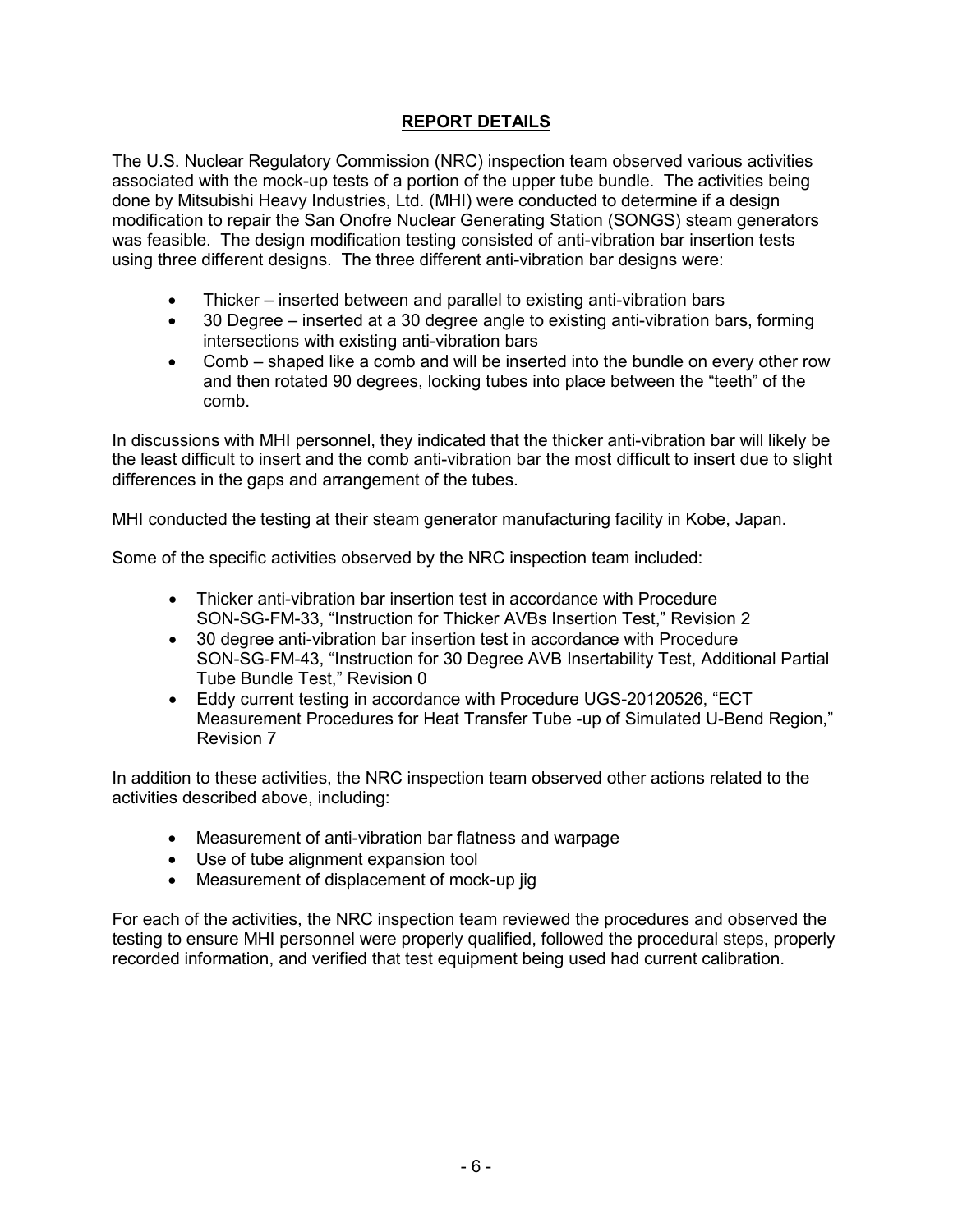## REPORT DETAILS

The U.S. Nuclear Regulatory Commission (NRC) inspection team observed various activities associated with the mock-up tests of a portion of the upper tube bundle. The activities being done by Mitsubishi Heavy Industries, Ltd. (MHI) were conducted to determine if a design modification to repair the San Onofre Nuclear Generating Station (SONGS) steam generators was feasible. The design modification testing consisted of anti-vibration bar insertion tests using three different designs. The three different anti-vibration bar designs were:

- Thicker – inserted between and parallel to existing anti-vibration bars
- 30 Degree – inserted at a 30 degree angle to existing anti-vibration bars, forming intersections with existing anti-vibration bars
- Comb – shaped like a comb and will be inserted into the bundle on every other row and then rotated 90 degrees, locking tubes into place between the "teeth" of the comb.

In discussions with MHI personnel, they indicated that the thicker anti-vibration bar will likely be the least difficult to insert and the comb anti-vibration bar the most difficult to insert due to slight differences in the gaps and arrangement of the tubes.

MHI conducted the testing at their steam generator manufacturing facility in Kobe, Japan.

Some of the specific activities observed by the NRC inspection team included:

- Thicker anti-vibration bar insertion test in accordance with Procedure SON-SG-FM-33, "Instruction for Thicker AVBs Insertion Test," Revision 2
- 30 degree anti-vibration bar insertion test in accordance with Procedure SON-SG-FM-43, "Instruction for 30 Degree AVB Insertability Test, Additional Partial Tube Bundle Test," Revision 0
- Eddy current testing in accordance with Procedure UGS-20120526, "ECT Measurement Procedures for Heat Transfer Tube -up of Simulated U-Bend Region," Revision 7

In addition to these activities, the NRC inspection team observed other actions related to the activities described above, including:

- Measurement of anti-vibration bar flatness and warpage
- Use of tube alignment expansion tool
- Measurement of displacement of mock-up jig

For each of the activities, the NRC inspection team reviewed the procedures and observed the testing to ensure MHI personnel were properly qualified, followed the procedural steps, properly recorded information, and verified that test equipment being used had current calibration.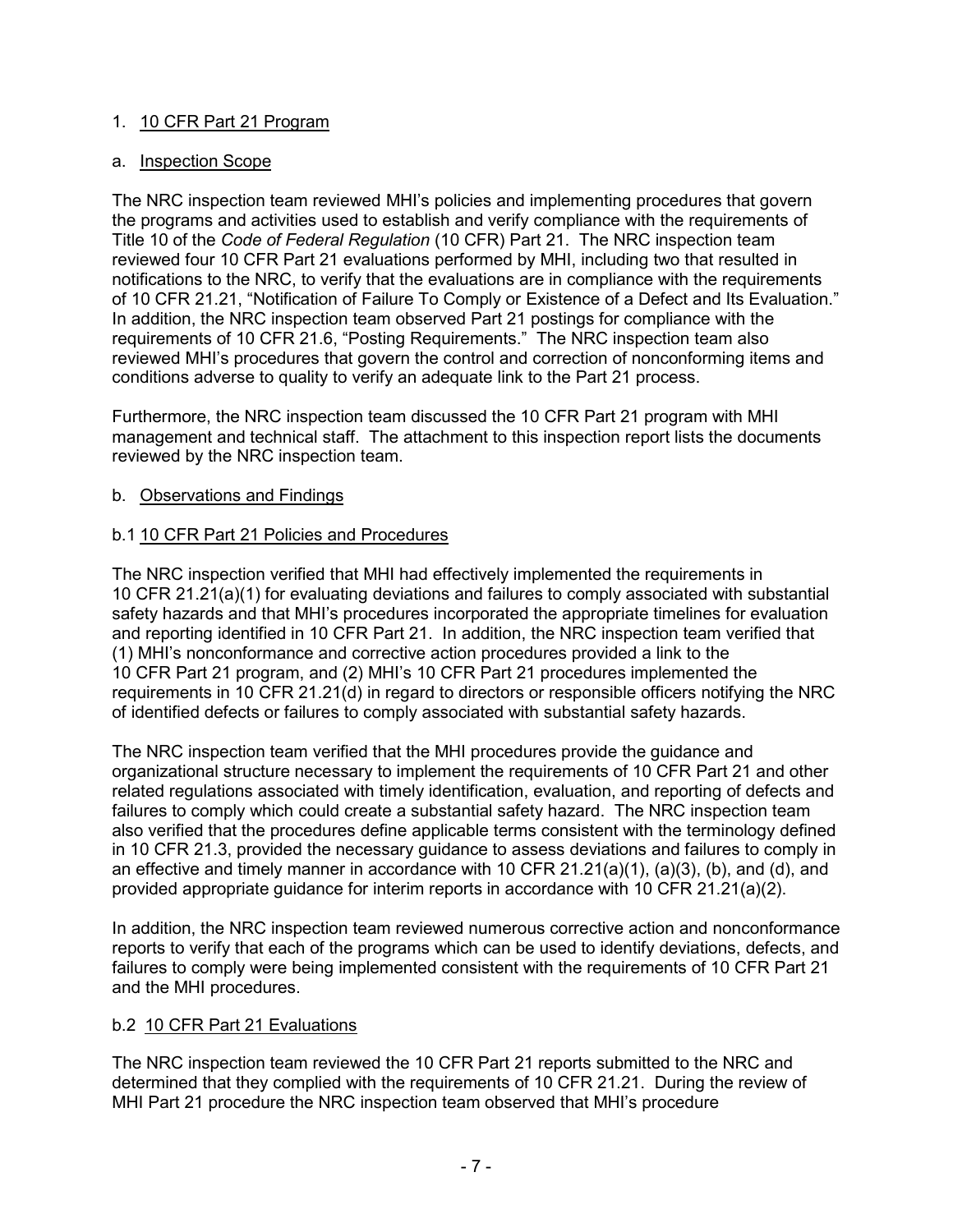1. <u>10 CFR Part 21 Program</u>

a. <u>Inspection Scope</u>

The NRC inspection team reviewed MHI's policies and implementing procedures that govern the programs and activities used to establish and verify compliance with the requirements of Title 10 of the *Code of Federal Regulation* (10 CFR) Part 21. The NRC inspection team reviewed four 10 CFR Part 21 evaluations performed by MHI, including two that resulted in notifications to the NRC, to verify that the evaluations are in compliance with the requirements of 10 CFR 21.21, "Notification of Failure To Comply or Existence of a Defect and Its Evaluation." In addition, the NRC inspection team observed Part 21 postings for compliance with the requirements of 10 CFR 21.6, "Posting Requirements." The NRC inspection team also reviewed MHI's procedures that govern the control and correction of nonconforming items and conditions adverse to quality to verify an adequate link to the Part 21 process.

Furthermore, the NRC inspection team discussed the 10 CFR Part 21 program with MHI management and technical staff. The attachment to this inspection report lists the documents reviewed by the NRC inspection team.

b. <u>Observations and Findings</u>

b.1 <u>10 CFR Part 21 Policies and Procedures</u>

The NRC inspection verified that MHI had effectively implemented the requirements in 10 CFR 21.21(a)(1) for evaluating deviations and failures to comply associated with substantial safety hazards and that MHI's procedures incorporated the appropriate timelines for evaluation and reporting identified in 10 CFR Part 21. In addition, the NRC inspection team verified that (1) MHI's nonconformance and corrective action procedures provided a link to the 10 CFR Part 21 program, and (2) MHI's 10 CFR Part 21 procedures implemented the requirements in 10 CFR 21.21(d) in regard to directors or responsible officers notifying the NRC of identified defects or failures to comply associated with substantial safety hazards.

The NRC inspection team verified that the MHI procedures provide the guidance and organizational structure necessary to implement the requirements of 10 CFR Part 21 and other related regulations associated with timely identification, evaluation, and reporting of defects and failures to comply which could create a substantial safety hazard. The NRC inspection team also verified that the procedures define applicable terms consistent with the terminology defined in 10 CFR 21.3, provided the necessary guidance to assess deviations and failures to comply in an effective and timely manner in accordance with 10 CFR 21.21(a)(1), (a)(3), (b), and (d), and provided appropriate guidance for interim reports in accordance with 10 CFR 21.21(a)(2).

In addition, the NRC inspection team reviewed numerous corrective action and nonconformance reports to verify that each of the programs which can be used to identify deviations, defects, and failures to comply were being implemented consistent with the requirements of 10 CFR Part 21 and the MHI procedures.

b.2 <u>10 CFR Part 21 Evaluations</u>

The NRC inspection team reviewed the 10 CFR Part 21 reports submitted to the NRC and determined that they complied with the requirements of 10 CFR 21.21. During the review of MHI Part 21 procedure the NRC inspection team observed that MHI's procedure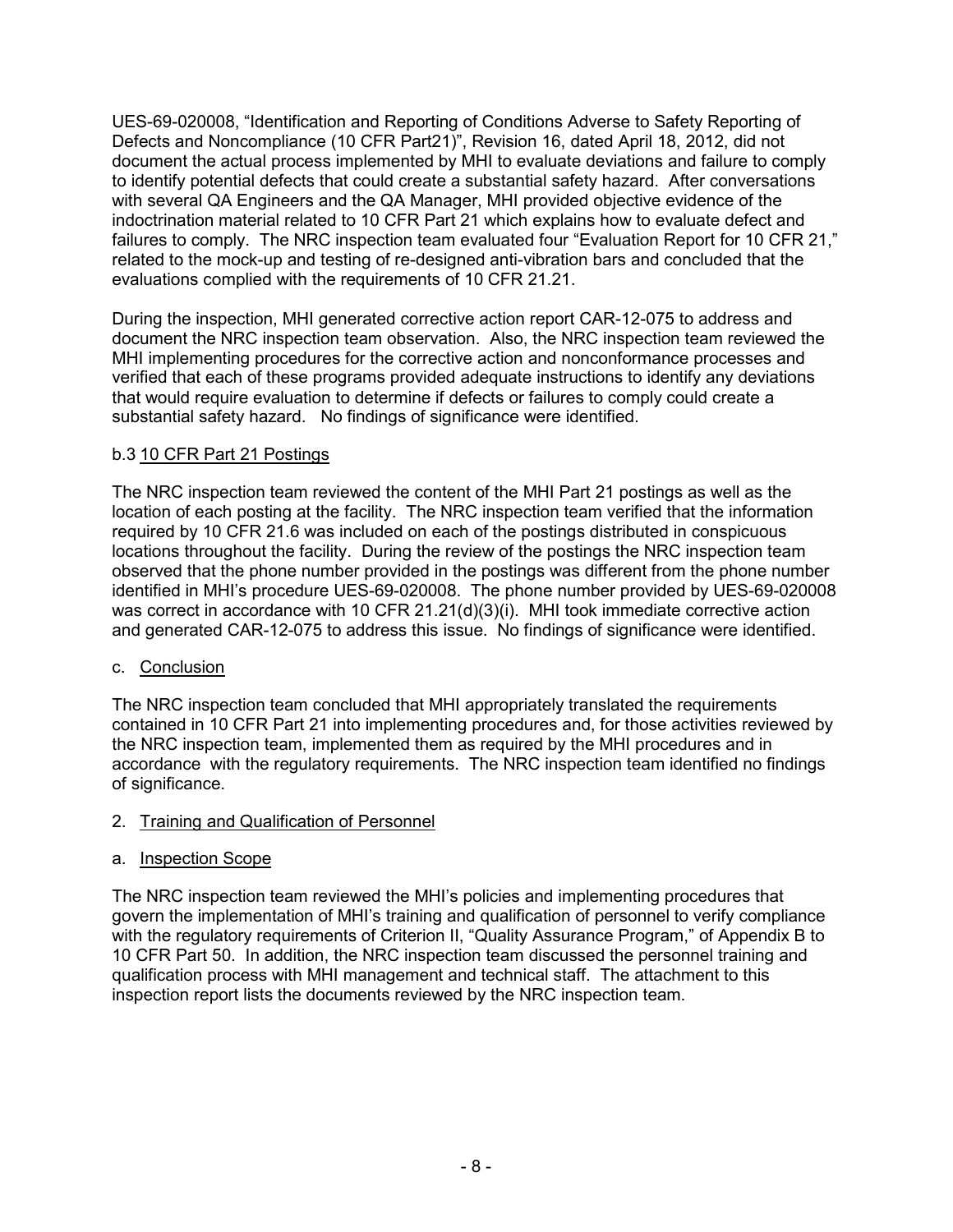UES-69-020008, "Identification and Reporting of Conditions Adverse to Safety Reporting of Defects and Noncompliance (10 CFR Part21)", Revision 16, dated April 18, 2012, did not document the actual process implemented by MHI to evaluate deviations and failure to comply to identify potential defects that could create a substantial safety hazard. After conversations with several QA Engineers and the QA Manager, MHI provided objective evidence of the indoctrination material related to 10 CFR Part 21 which explains how to evaluate defect and failures to comply. The NRC inspection team evaluated four "Evaluation Report for 10 CFR 21," related to the mock-up and testing of re-designed anti-vibration bars and concluded that the evaluations complied with the requirements of 10 CFR 21.21.

During the inspection, MHI generated corrective action report CAR-12-075 to address and document the NRC inspection team observation. Also, the NRC inspection team reviewed the MHI implementing procedures for the corrective action and nonconformance processes and verified that each of these programs provided adequate instructions to identify any deviations that would require evaluation to determine if defects or failures to comply could create a substantial safety hazard. No findings of significance were identified.

b.3 10 CFR Part 21 Postings

The NRC inspection team reviewed the content of the MHI Part 21 postings as well as the location of each posting at the facility. The NRC inspection team verified that the information required by 10 CFR 21.6 was included on each of the postings distributed in conspicuous locations throughout the facility. During the review of the postings the NRC inspection team observed that the phone number provided in the postings was different from the phone number identified in MHI's procedure UES-69-020008. The phone number provided by UES-69-020008 was correct in accordance with 10 CFR 21.21(d)(3)(i). MHI took immediate corrective action and generated CAR-12-075 to address this issue. No findings of significance were identified.

c. Conclusion

The NRC inspection team concluded that MHI appropriately translated the requirements contained in 10 CFR Part 21 into implementing procedures and, for those activities reviewed by the NRC inspection team, implemented them as required by the MHI procedures and in accordance with the regulatory requirements. The NRC inspection team identified no findings of significance.

2. Training and Qualification of Personnel

a. Inspection Scope

The NRC inspection team reviewed the MHI's policies and implementing procedures that govern the implementation of MHI's training and qualification of personnel to verify compliance with the regulatory requirements of Criterion II, "Quality Assurance Program," of Appendix B to 10 CFR Part 50. In addition, the NRC inspection team discussed the personnel training and qualification process with MHI management and technical staff. The attachment to this inspection report lists the documents reviewed by the NRC inspection team.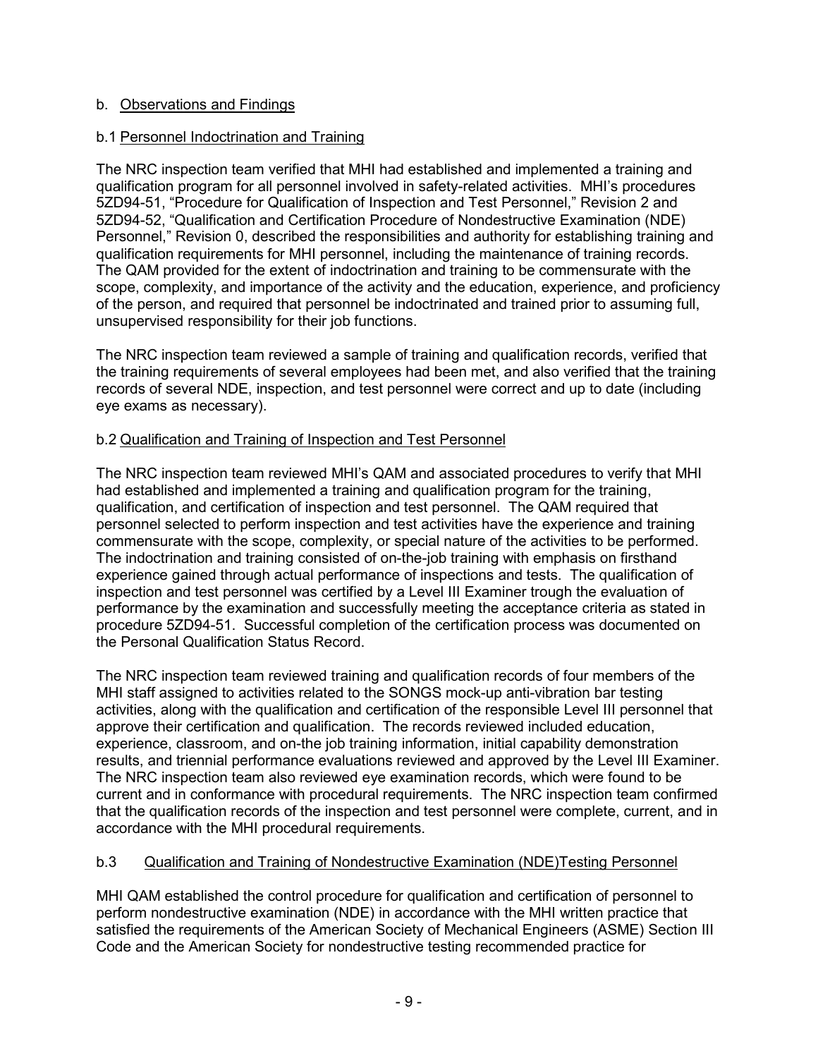## b. Observations and Findings

### b.1 Personnel Indoctrination and Training

The NRC inspection team verified that MHI had established and implemented a training and qualification program for all personnel involved in safety-related activities. MHI's procedures 5ZD94-51, "Procedure for Qualification of Inspection and Test Personnel," Revision 2 and 5ZD94-52, "Qualification and Certification Procedure of Nondestructive Examination (NDE) Personnel," Revision 0, described the responsibilities and authority for establishing training and qualification requirements for MHI personnel, including the maintenance of training records. The QAM provided for the extent of indoctrination and training to be commensurate with the scope, complexity, and importance of the activity and the education, experience, and proficiency of the person, and required that personnel be indoctrinated and trained prior to assuming full, unsupervised responsibility for their job functions.

The NRC inspection team reviewed a sample of training and qualification records, verified that the training requirements of several employees had been met, and also verified that the training records of several NDE, inspection, and test personnel were correct and up to date (including eye exams as necessary).

### b.2 Qualification and Training of Inspection and Test Personnel

The NRC inspection team reviewed MHI's QAM and associated procedures to verify that MHI had established and implemented a training and qualification program for the training, qualification, and certification of inspection and test personnel. The QAM required that personnel selected to perform inspection and test activities have the experience and training commensurate with the scope, complexity, or special nature of the activities to be performed. The indoctrination and training consisted of on-the-job training with emphasis on firsthand experience gained through actual performance of inspections and tests. The qualification of inspection and test personnel was certified by a Level III Examiner trough the evaluation of performance by the examination and successfully meeting the acceptance criteria as stated in procedure 5ZD94-51. Successful completion of the certification process was documented on the Personal Qualification Status Record.

The NRC inspection team reviewed training and qualification records of four members of the MHI staff assigned to activities related to the SONGS mock-up anti-vibration bar testing activities, along with the qualification and certification of the responsible Level III personnel that approve their certification and qualification. The records reviewed included education, experience, classroom, and on-the job training information, initial capability demonstration results, and triennial performance evaluations reviewed and approved by the Level III Examiner. The NRC inspection team also reviewed eye examination records, which were found to be current and in conformance with procedural requirements. The NRC inspection team confirmed that the qualification records of the inspection and test personnel were complete, current, and in accordance with the MHI procedural requirements.

### b.3 Qualification and Training of Nondestructive Examination (NDE)Testing Personnel

MHI QAM established the control procedure for qualification and certification of personnel to perform nondestructive examination (NDE) in accordance with the MHI written practice that satisfied the requirements of the American Society of Mechanical Engineers (ASME) Section III Code and the American Society for nondestructive testing recommended practice for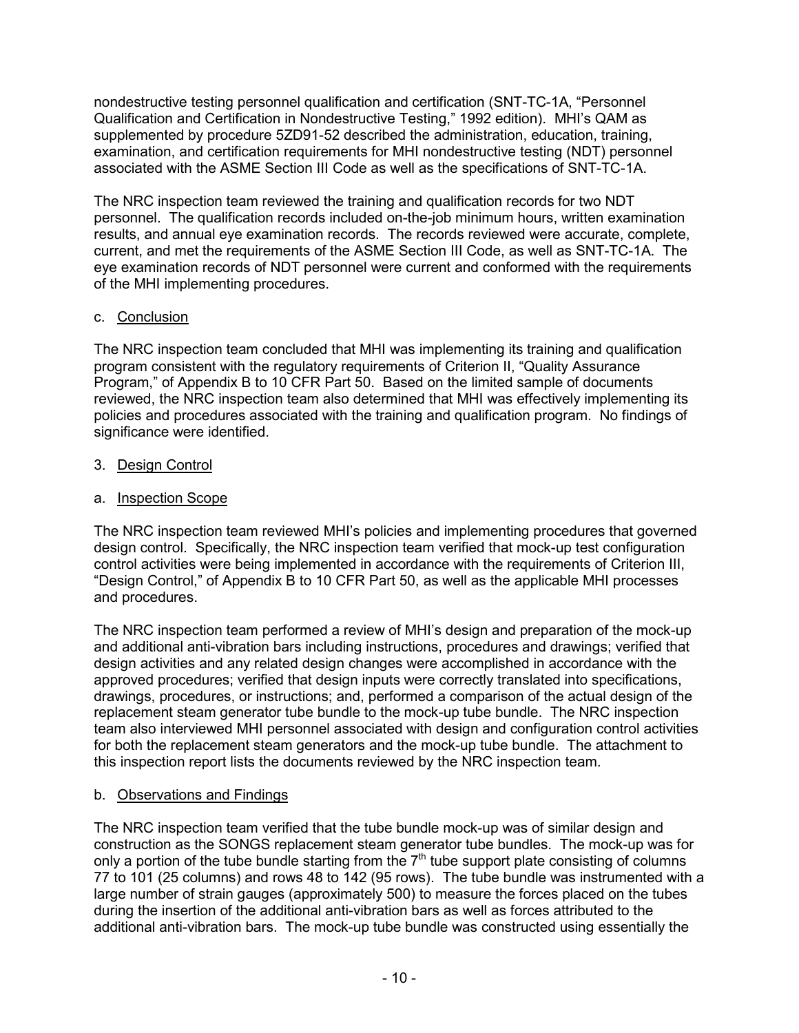nondestructive testing personnel qualification and certification (SNT-TC-1A, "Personnel Qualification and Certification in Nondestructive Testing," 1992 edition). MHI's QAM as supplemented by procedure 5ZD91-52 described the administration, education, training, examination, and certification requirements for MHI nondestructive testing (NDT) personnel associated with the ASME Section III Code as well as the specifications of SNT-TC-1A.

The NRC inspection team reviewed the training and qualification records for two NDT personnel. The qualification records included on-the-job minimum hours, written examination results, and annual eye examination records. The records reviewed were accurate, complete, current, and met the requirements of the ASME Section III Code, as well as SNT-TC-1A. The eye examination records of NDT personnel were current and conformed with the requirements of the MHI implementing procedures.

c. Conclusion

The NRC inspection team concluded that MHI was implementing its training and qualification program consistent with the regulatory requirements of Criterion II, "Quality Assurance Program," of Appendix B to 10 CFR Part 50. Based on the limited sample of documents reviewed, the NRC inspection team also determined that MHI was effectively implementing its policies and procedures associated with the training and qualification program. No findings of significance were identified.

3. Design Control

a. Inspection Scope

The NRC inspection team reviewed MHI's policies and implementing procedures that governed design control. Specifically, the NRC inspection team verified that mock-up test configuration control activities were being implemented in accordance with the requirements of Criterion III, "Design Control," of Appendix B to 10 CFR Part 50, as well as the applicable MHI processes and procedures.

The NRC inspection team performed a review of MHI's design and preparation of the mock-up and additional anti-vibration bars including instructions, procedures and drawings; verified that design activities and any related design changes were accomplished in accordance with the approved procedures; verified that design inputs were correctly translated into specifications, drawings, procedures, or instructions; and, performed a comparison of the actual design of the replacement steam generator tube bundle to the mock-up tube bundle. The NRC inspection team also interviewed MHI personnel associated with design and configuration control activities for both the replacement steam generators and the mock-up tube bundle. The attachment to this inspection report lists the documents reviewed by the NRC inspection team.

b. Observations and Findings

The NRC inspection team verified that the tube bundle mock-up was of similar design and construction as the SONGS replacement steam generator tube bundles. The mock-up was for only a portion of the tube bundle starting from the 7th tube support plate consisting of columns 77 to 101 (25 columns) and rows 48 to 142 (95 rows). The tube bundle was instrumented with a large number of strain gauges (approximately 500) to measure the forces placed on the tubes during the insertion of the additional anti-vibration bars as well as forces attributed to the additional anti-vibration bars. The mock-up tube bundle was constructed using essentially the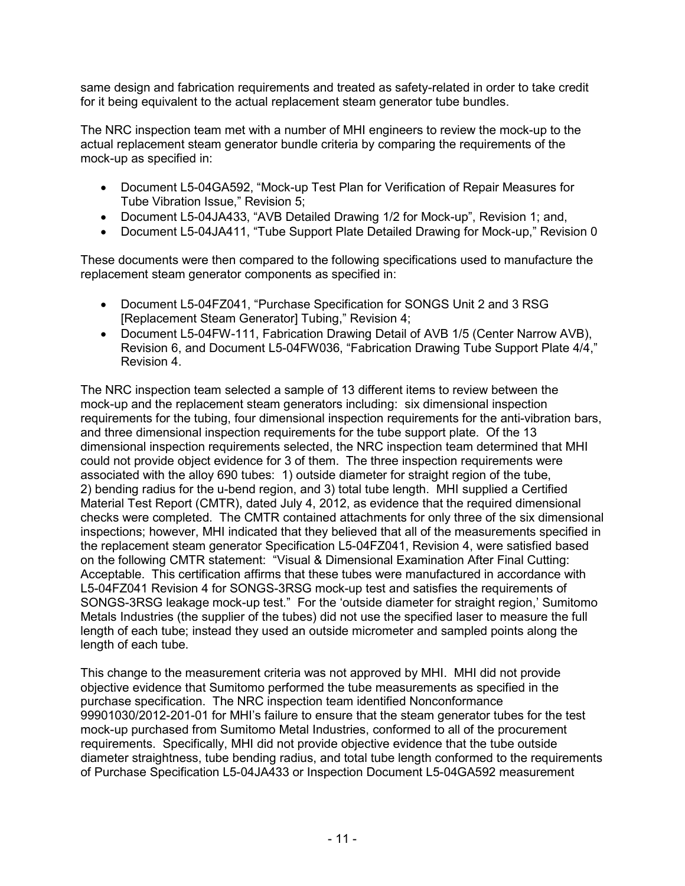same design and fabrication requirements and treated as safety-related in order to take credit for it being equivalent to the actual replacement steam generator tube bundles.

The NRC inspection team met with a number of MHI engineers to review the mock-up to the actual replacement steam generator bundle criteria by comparing the requirements of the mock-up as specified in:

- Document L5-04GA592, "Mock-up Test Plan for Verification of Repair Measures for Tube Vibration Issue," Revision 5;
- Document L5-04JA433, "AVB Detailed Drawing 1/2 for Mock-up", Revision 1; and,
- Document L5-04JA411, "Tube Support Plate Detailed Drawing for Mock-up," Revision 0

These documents were then compared to the following specifications used to manufacture the replacement steam generator components as specified in:

- Document L5-04FZ041, "Purchase Specification for SONGS Unit 2 and 3 RSG [Replacement Steam Generator] Tubing," Revision 4;
- Document L5-04FW-111, Fabrication Drawing Detail of AVB 1/5 (Center Narrow AVB), Revision 6, and Document L5-04FW036, "Fabrication Drawing Tube Support Plate 4/4," Revision 4.

The NRC inspection team selected a sample of 13 different items to review between the mock-up and the replacement steam generators including: six dimensional inspection requirements for the tubing, four dimensional inspection requirements for the anti-vibration bars, and three dimensional inspection requirements for the tube support plate. Of the 13 dimensional inspection requirements selected, the NRC inspection team determined that MHI could not provide object evidence for 3 of them. The three inspection requirements were associated with the alloy 690 tubes: 1) outside diameter for straight region of the tube, 2) bending radius for the u-bend region, and 3) total tube length. MHI supplied a Certified Material Test Report (CMTR), dated July 4, 2012, as evidence that the required dimensional checks were completed. The CMTR contained attachments for only three of the six dimensional inspections; however, MHI indicated that they believed that all of the measurements specified in the replacement steam generator Specification L5-04FZ041, Revision 4, were satisfied based on the following CMTR statement: "Visual & Dimensional Examination After Final Cutting: Acceptable. This certification affirms that these tubes were manufactured in accordance with L5-04FZ041 Revision 4 for SONGS-3RSG mock-up test and satisfies the requirements of SONGS-3RSG leakage mock-up test." For the 'outside diameter for straight region,' Sumitomo Metals Industries (the supplier of the tubes) did not use the specified laser to measure the full length of each tube; instead they used an outside micrometer and sampled points along the length of each tube.

This change to the measurement criteria was not approved by MHI. MHI did not provide objective evidence that Sumitomo performed the tube measurements as specified in the purchase specification. The NRC inspection team identified Nonconformance 99901030/2012-201-01 for MHI's failure to ensure that the steam generator tubes for the test mock-up purchased from Sumitomo Metal Industries, conformed to all of the procurement requirements. Specifically, MHI did not provide objective evidence that the tube outside diameter straightness, tube bending radius, and total tube length conformed to the requirements of Purchase Specification L5-04JA433 or Inspection Document L5-04GA592 measurement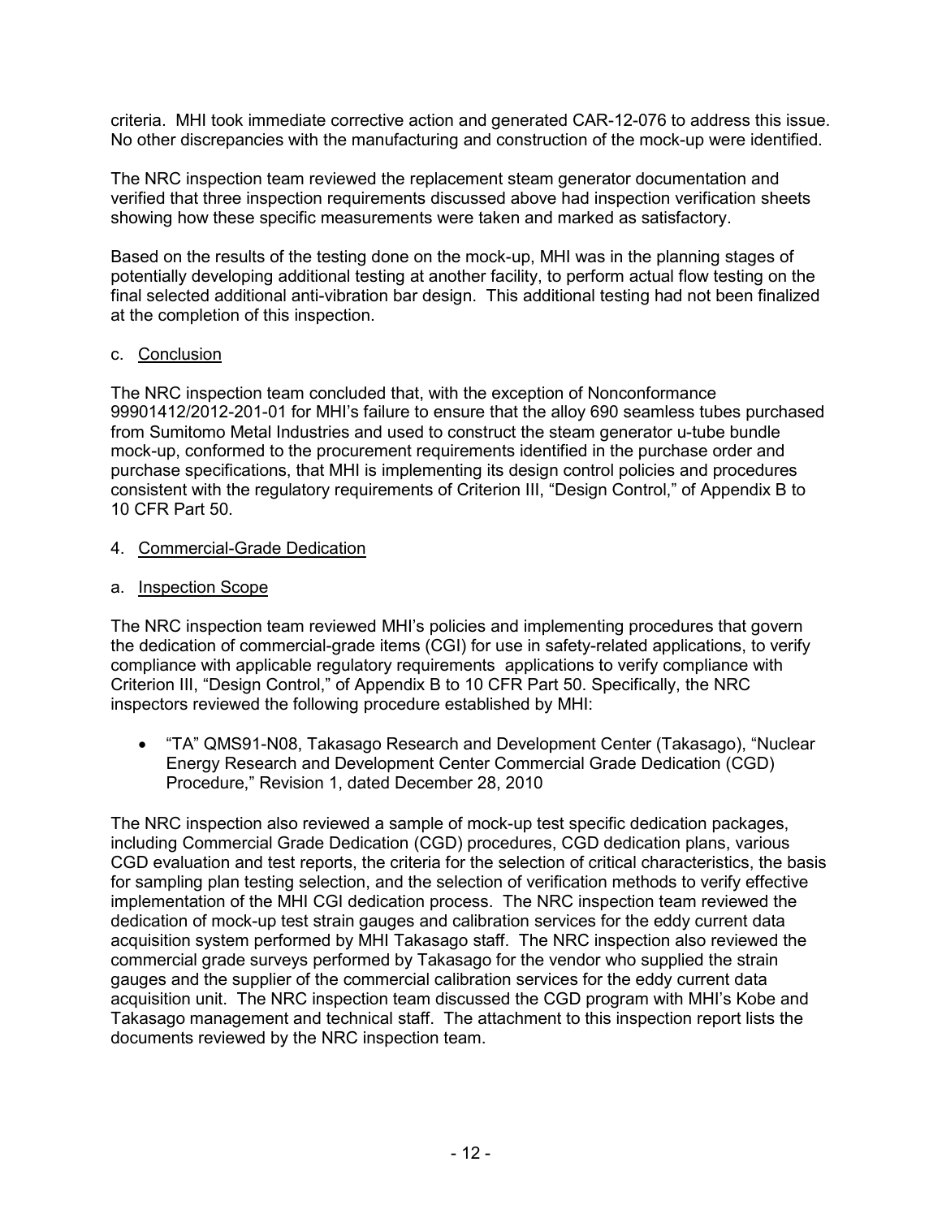criteria. MHI took immediate corrective action and generated CAR-12-076 to address this issue. No other discrepancies with the manufacturing and construction of the mock-up were identified.

The NRC inspection team reviewed the replacement steam generator documentation and verified that three inspection requirements discussed above had inspection verification sheets showing how these specific measurements were taken and marked as satisfactory.

Based on the results of the testing done on the mock-up, MHI was in the planning stages of potentially developing additional testing at another facility, to perform actual flow testing on the final selected additional anti-vibration bar design. This additional testing had not been finalized at the completion of this inspection.

c. Conclusion

The NRC inspection team concluded that, with the exception of Nonconformance 99901412/2012-201-01 for MHI's failure to ensure that the alloy 690 seamless tubes purchased from Sumitomo Metal Industries and used to construct the steam generator u-tube bundle mock-up, conformed to the procurement requirements identified in the purchase order and purchase specifications, that MHI is implementing its design control policies and procedures consistent with the regulatory requirements of Criterion III, "Design Control," of Appendix B to 10 CFR Part 50.

4. Commercial-Grade Dedication

a. Inspection Scope

The NRC inspection team reviewed MHI's policies and implementing procedures that govern the dedication of commercial-grade items (CGI) for use in safety-related applications, to verify compliance with applicable regulatory requirements applications to verify compliance with Criterion III, "Design Control," of Appendix B to 10 CFR Part 50. Specifically, the NRC inspectors reviewed the following procedure established by MHI:

- "TA" QMS91-N08, Takasago Research and Development Center (Takasago), "Nuclear Energy Research and Development Center Commercial Grade Dedication (CGD) Procedure," Revision 1, dated December 28, 2010

The NRC inspection also reviewed a sample of mock-up test specific dedication packages, including Commercial Grade Dedication (CGD) procedures, CGD dedication plans, various CGD evaluation and test reports, the criteria for the selection of critical characteristics, the basis for sampling plan testing selection, and the selection of verification methods to verify effective implementation of the MHI CGI dedication process. The NRC inspection team reviewed the dedication of mock-up test strain gauges and calibration services for the eddy current data acquisition system performed by MHI Takasago staff. The NRC inspection also reviewed the commercial grade surveys performed by Takasago for the vendor who supplied the strain gauges and the supplier of the commercial calibration services for the eddy current data acquisition unit. The NRC inspection team discussed the CGD program with MHI's Kobe and Takasago management and technical staff. The attachment to this inspection report lists the documents reviewed by the NRC inspection team.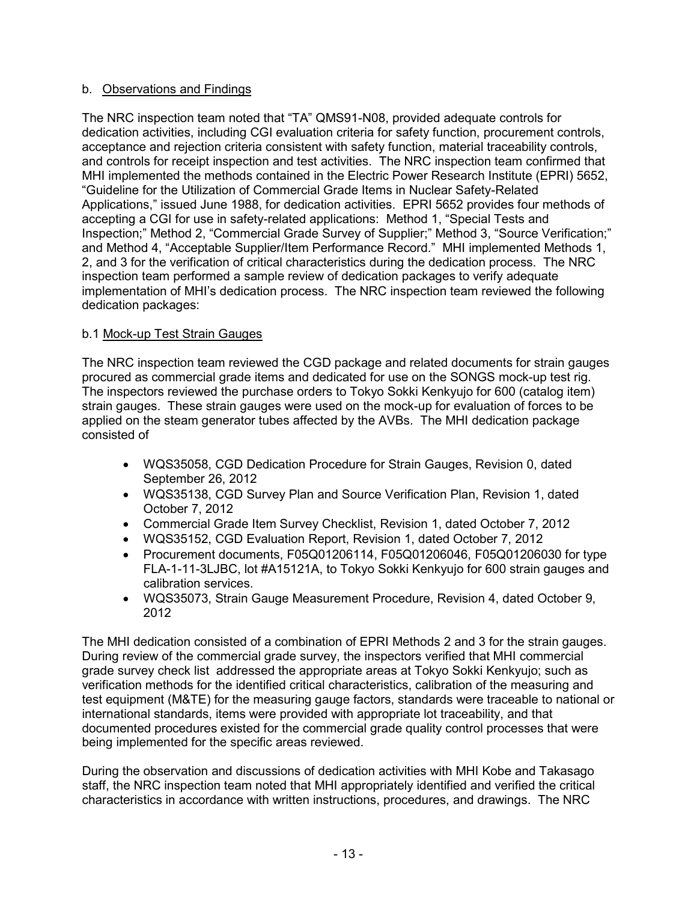b. Observations and Findings

The NRC inspection team noted that "TA" QMS91-N08, provided adequate controls for dedication activities, including CGI evaluation criteria for safety function, procurement controls, acceptance and rejection criteria consistent with safety function, material traceability controls, and controls for receipt inspection and test activities. The NRC inspection team confirmed that MHI implemented the methods contained in the Electric Power Research Institute (EPRI) 5652, "Guideline for the Utilization of Commercial Grade Items in Nuclear Safety-Related Applications," issued June 1988, for dedication activities. EPRI 5652 provides four methods of accepting a CGI for use in safety-related applications: Method 1, "Special Tests and Inspection;" Method 2, "Commercial Grade Survey of Supplier;" Method 3, "Source Verification;" and Method 4, "Acceptable Supplier/Item Performance Record." MHI implemented Methods 1, 2, and 3 for the verification of critical characteristics during the dedication process. The NRC inspection team performed a sample review of dedication packages to verify adequate implementation of MHI's dedication process. The NRC inspection team reviewed the following dedication packages:

b.1 Mock-up Test Strain Gauges

The NRC inspection team reviewed the CGD package and related documents for strain gauges procured as commercial grade items and dedicated for use on the SONGS mock-up test rig. The inspectors reviewed the purchase orders to Tokyo Sokki Kenkyujo for 600 (catalog item) strain gauges. These strain gauges were used on the mock-up for evaluation of forces to be applied on the steam generator tubes affected by the AVBs. The MHI dedication package consisted of

- WQS35058, CGD Dedication Procedure for Strain Gauges, Revision 0, dated September 26, 2012
- WQS35138, CGD Survey Plan and Source Verification Plan, Revision 1, dated October 7, 2012
- Commercial Grade Item Survey Checklist, Revision 1, dated October 7, 2012
- WQS35152, CGD Evaluation Report, Revision 1, dated October 7, 2012
- Procurement documents, F05Q01206114, F05Q01206046, F05Q01206030 for type FLA-1-11-3LJBC, lot #A15121A, to Tokyo Sokki Kenkyujo for 600 strain gauges and calibration services.
- WQS35073, Strain Gauge Measurement Procedure, Revision 4, dated October 9, 2012

The MHI dedication consisted of a combination of EPRI Methods 2 and 3 for the strain gauges. During review of the commercial grade survey, the inspectors verified that MHI commercial grade survey check list addressed the appropriate areas at Tokyo Sokki Kenkyujo; such as verification methods for the identified critical characteristics, calibration of the measuring and test equipment (M&TE) for the measuring gauge factors, standards were traceable to national or international standards, items were provided with appropriate lot traceability, and that documented procedures existed for the commercial grade quality control processes that were being implemented for the specific areas reviewed.

During the observation and discussions of dedication activities with MHI Kobe and Takasago staff, the NRC inspection team noted that MHI appropriately identified and verified the critical characteristics in accordance with written instructions, procedures, and drawings. The NRC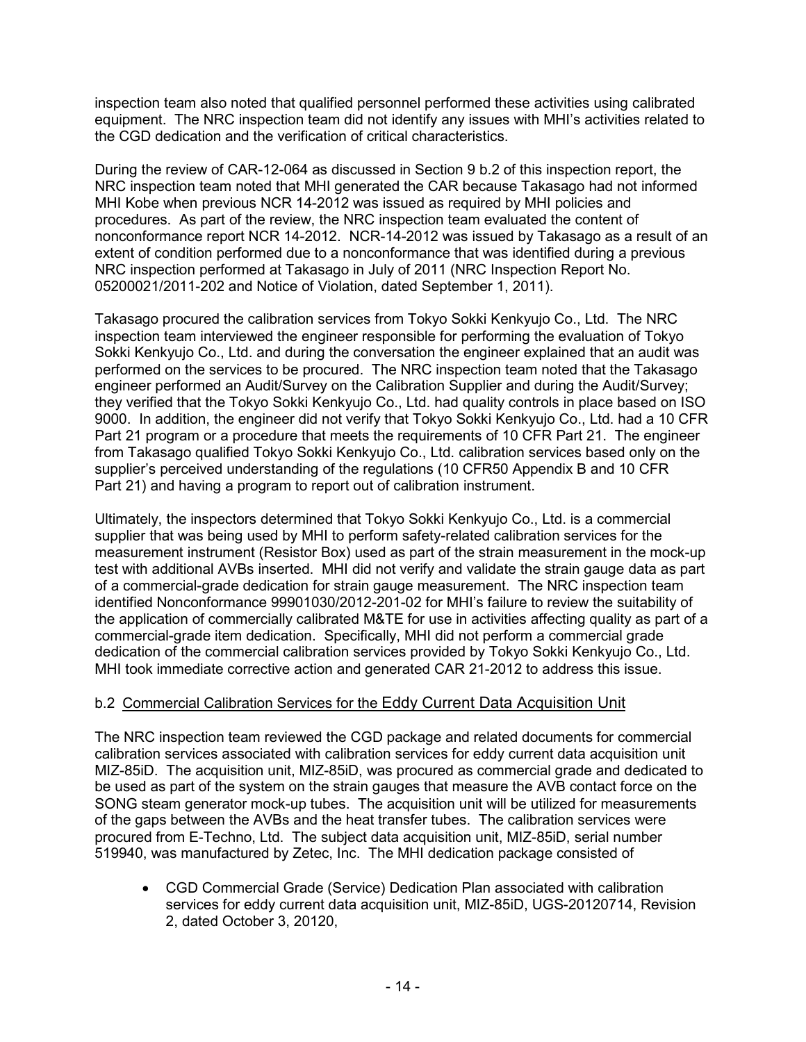inspection team also noted that qualified personnel performed these activities using calibrated equipment. The NRC inspection team did not identify any issues with MHI's activities related to the CGD dedication and the verification of critical characteristics.

During the review of CAR-12-064 as discussed in Section 9 b.2 of this inspection report, the NRC inspection team noted that MHI generated the CAR because Takasago had not informed MHI Kobe when previous NCR 14-2012 was issued as required by MHI policies and procedures. As part of the review, the NRC inspection team evaluated the content of nonconformance report NCR 14-2012. NCR-14-2012 was issued by Takasago as a result of an extent of condition performed due to a nonconformance that was identified during a previous NRC inspection performed at Takasago in July of 2011 (NRC Inspection Report No. 05200021/2011-202 and Notice of Violation, dated September 1, 2011).

Takasago procured the calibration services from Tokyo Sokki Kenkyujo Co., Ltd. The NRC inspection team interviewed the engineer responsible for performing the evaluation of Tokyo Sokki Kenkyujo Co., Ltd. and during the conversation the engineer explained that an audit was performed on the services to be procured. The NRC inspection team noted that the Takasago engineer performed an Audit/Survey on the Calibration Supplier and during the Audit/Survey; they verified that the Tokyo Sokki Kenkyujo Co., Ltd. had quality controls in place based on ISO 9000. In addition, the engineer did not verify that Tokyo Sokki Kenkyujo Co., Ltd. had a 10 CFR Part 21 program or a procedure that meets the requirements of 10 CFR Part 21. The engineer from Takasago qualified Tokyo Sokki Kenkyujo Co., Ltd. calibration services based only on the supplier's perceived understanding of the regulations (10 CFR50 Appendix B and 10 CFR Part 21) and having a program to report out of calibration instrument.

Ultimately, the inspectors determined that Tokyo Sokki Kenkyujo Co., Ltd. is a commercial supplier that was being used by MHI to perform safety-related calibration services for the measurement instrument (Resistor Box) used as part of the strain measurement in the mock-up test with additional AVBs inserted. MHI did not verify and validate the strain gauge data as part of a commercial-grade dedication for strain gauge measurement. The NRC inspection team identified Nonconformance 99901030/2012-201-02 for MHI's failure to review the suitability of the application of commercially calibrated M&TE for use in activities affecting quality as part of a commercial-grade item dedication. Specifically, MHI did not perform a commercial grade dedication of the commercial calibration services provided by Tokyo Sokki Kenkyujo Co., Ltd. MHI took immediate corrective action and generated CAR 21-2012 to address this issue.

b.2 Commercial Calibration Services for the Eddy Current Data Acquisition Unit

The NRC inspection team reviewed the CGD package and related documents for commercial calibration services associated with calibration services for eddy current data acquisition unit MIZ-85iD. The acquisition unit, MIZ-85iD, was procured as commercial grade and dedicated to be used as part of the system on the strain gauges that measure the AVB contact force on the SONG steam generator mock-up tubes. The acquisition unit will be utilized for measurements of the gaps between the AVBs and the heat transfer tubes. The calibration services were procured from E-Techno, Ltd. The subject data acquisition unit, MIZ-85iD, serial number 519940, was manufactured by Zetec, Inc. The MHI dedication package consisted of

- CGD Commercial Grade (Service) Dedication Plan associated with calibration services for eddy current data acquisition unit, MIZ-85iD, UGS-20120714, Revision 2, dated October 3, 20120,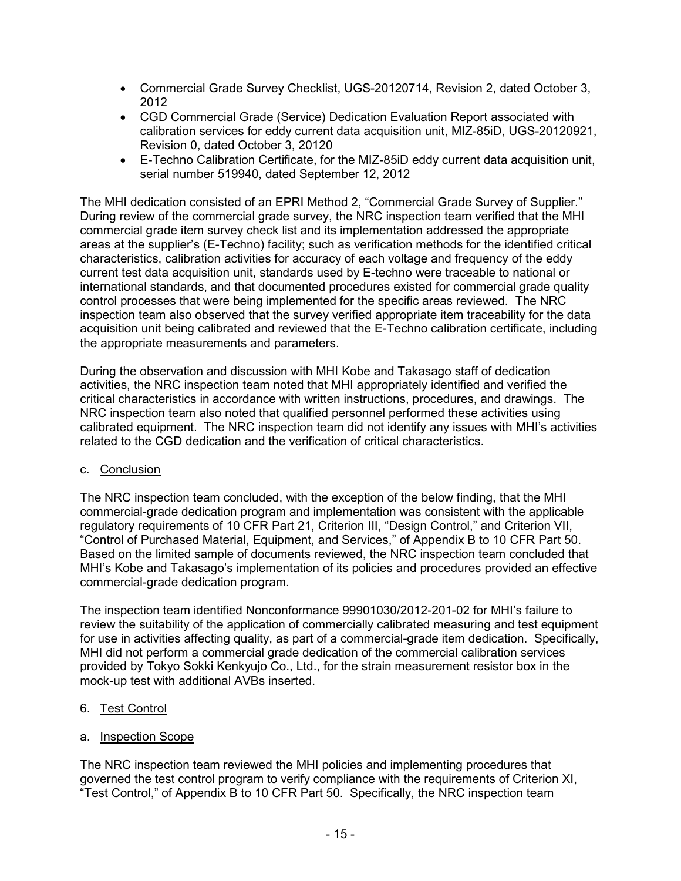- Commercial Grade Survey Checklist, UGS-20120714, Revision 2, dated October 3, 2012
- CGD Commercial Grade (Service) Dedication Evaluation Report associated with calibration services for eddy current data acquisition unit, MIZ-85iD, UGS-20120921, Revision 0, dated October 3, 20120
- E-Techno Calibration Certificate, for the MIZ-85iD eddy current data acquisition unit, serial number 519940, dated September 12, 2012

The MHI dedication consisted of an EPRI Method 2, "Commercial Grade Survey of Supplier." During review of the commercial grade survey, the NRC inspection team verified that the MHI commercial grade item survey check list and its implementation addressed the appropriate areas at the supplier's (E-Techno) facility; such as verification methods for the identified critical characteristics, calibration activities for accuracy of each voltage and frequency of the eddy current test data acquisition unit, standards used by E-techno were traceable to national or international standards, and that documented procedures existed for commercial grade quality control processes that were being implemented for the specific areas reviewed. The NRC inspection team also observed that the survey verified appropriate item traceability for the data acquisition unit being calibrated and reviewed that the E-Techno calibration certificate, including the appropriate measurements and parameters.

During the observation and discussion with MHI Kobe and Takasago staff of dedication activities, the NRC inspection team noted that MHI appropriately identified and verified the critical characteristics in accordance with written instructions, procedures, and drawings. The NRC inspection team also noted that qualified personnel performed these activities using calibrated equipment. The NRC inspection team did not identify any issues with MHI's activities related to the CGD dedication and the verification of critical characteristics.

c. <u>Conclusion</u>

The NRC inspection team concluded, with the exception of the below finding, that the MHI commercial-grade dedication program and implementation was consistent with the applicable regulatory requirements of 10 CFR Part 21, Criterion III, "Design Control," and Criterion VII, "Control of Purchased Material, Equipment, and Services," of Appendix B to 10 CFR Part 50. Based on the limited sample of documents reviewed, the NRC inspection team concluded that MHI's Kobe and Takasago's implementation of its policies and procedures provided an effective commercial-grade dedication program.

The inspection team identified Nonconformance 99901030/2012-201-02 for MHI's failure to review the suitability of the application of commercially calibrated measuring and test equipment for use in activities affecting quality, as part of a commercial-grade item dedication. Specifically, MHI did not perform a commercial grade dedication of the commercial calibration services provided by Tokyo Sokki Kenkyujo Co., Ltd., for the strain measurement resistor box in the mock-up test with additional AVBs inserted.

6. <u>Test Control</u>

a. <u>Inspection Scope</u>

The NRC inspection team reviewed the MHI policies and implementing procedures that governed the test control program to verify compliance with the requirements of Criterion XI, "Test Control," of Appendix B to 10 CFR Part 50. Specifically, the NRC inspection team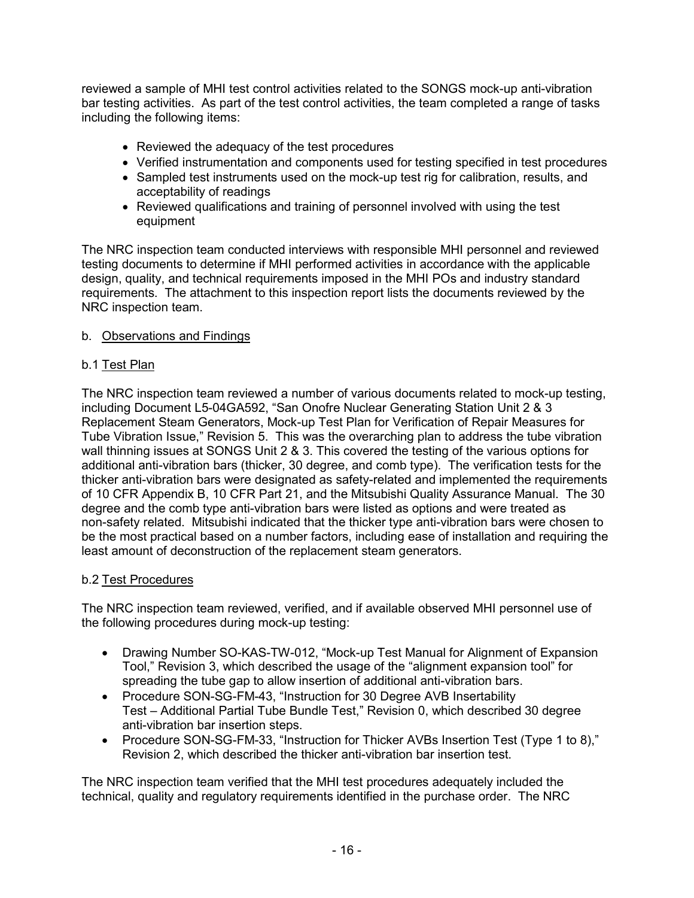reviewed a sample of MHI test control activities related to the SONGS mock-up anti-vibration bar testing activities. As part of the test control activities, the team completed a range of tasks including the following items:

- Reviewed the adequacy of the test procedures
- Verified instrumentation and components used for testing specified in test procedures
- Sampled test instruments used on the mock-up test rig for calibration, results, and acceptability of readings
- Reviewed qualifications and training of personnel involved with using the test equipment

The NRC inspection team conducted interviews with responsible MHI personnel and reviewed testing documents to determine if MHI performed activities in accordance with the applicable design, quality, and technical requirements imposed in the MHI POs and industry standard requirements. The attachment to this inspection report lists the documents reviewed by the NRC inspection team.

b. Observations and Findings

b.1 Test Plan

The NRC inspection team reviewed a number of various documents related to mock-up testing, including Document L5-04GA592, "San Onofre Nuclear Generating Station Unit 2 & 3 Replacement Steam Generators, Mock-up Test Plan for Verification of Repair Measures for Tube Vibration Issue," Revision 5. This was the overarching plan to address the tube vibration wall thinning issues at SONGS Unit 2 & 3. This covered the testing of the various options for additional anti-vibration bars (thicker, 30 degree, and comb type). The verification tests for the thicker anti-vibration bars were designated as safety-related and implemented the requirements of 10 CFR Appendix B, 10 CFR Part 21, and the Mitsubishi Quality Assurance Manual. The 30 degree and the comb type anti-vibration bars were listed as options and were treated as non-safety related. Mitsubishi indicated that the thicker type anti-vibration bars were chosen to be the most practical based on a number factors, including ease of installation and requiring the least amount of deconstruction of the replacement steam generators.

b.2 Test Procedures

The NRC inspection team reviewed, verified, and if available observed MHI personnel use of the following procedures during mock-up testing:

- Drawing Number SO-KAS-TW-012, "Mock-up Test Manual for Alignment of Expansion Tool," Revision 3, which described the usage of the "alignment expansion tool" for spreading the tube gap to allow insertion of additional anti-vibration bars.
- Procedure SON-SG-FM-43, "Instruction for 30 Degree AVB Insertability Test – Additional Partial Tube Bundle Test," Revision 0, which described 30 degree anti-vibration bar insertion steps.
- Procedure SON-SG-FM-33, "Instruction for Thicker AVBs Insertion Test (Type 1 to 8)," Revision 2, which described the thicker anti-vibration bar insertion test.

The NRC inspection team verified that the MHI test procedures adequately included the technical, quality and regulatory requirements identified in the purchase order. The NRC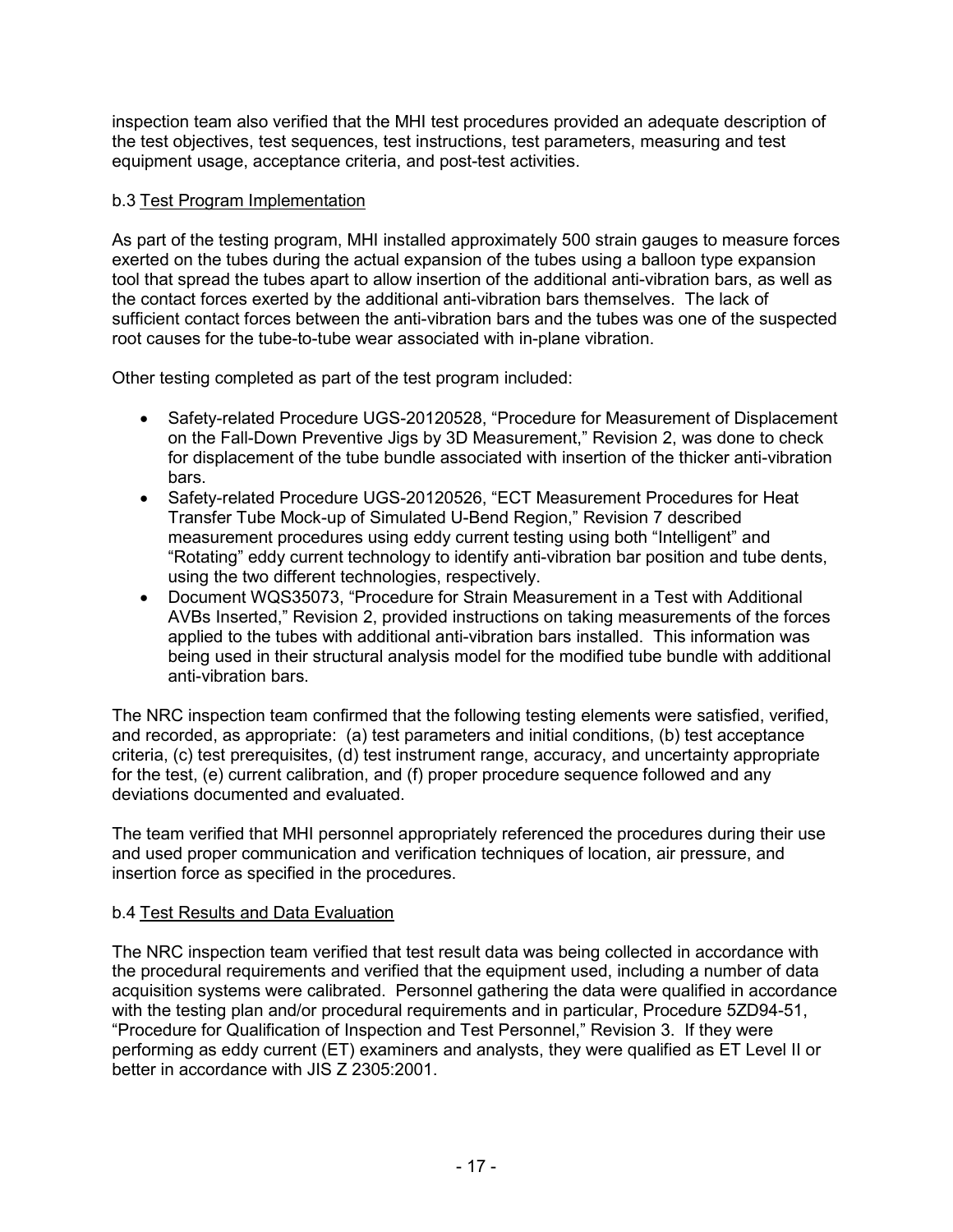inspection team also verified that the MHI test procedures provided an adequate description of the test objectives, test sequences, test instructions, test parameters, measuring and test equipment usage, acceptance criteria, and post-test activities.

b.3 Test Program Implementation

As part of the testing program, MHI installed approximately 500 strain gauges to measure forces exerted on the tubes during the actual expansion of the tubes using a balloon type expansion tool that spread the tubes apart to allow insertion of the additional anti-vibration bars, as well as the contact forces exerted by the additional anti-vibration bars themselves. The lack of sufficient contact forces between the anti-vibration bars and the tubes was one of the suspected root causes for the tube-to-tube wear associated with in-plane vibration.

Other testing completed as part of the test program included:

- Safety-related Procedure UGS-20120528, "Procedure for Measurement of Displacement on the Fall-Down Preventive Jigs by 3D Measurement," Revision 2, was done to check for displacement of the tube bundle associated with insertion of the thicker anti-vibration bars.
- Safety-related Procedure UGS-20120526, "ECT Measurement Procedures for Heat Transfer Tube Mock-up of Simulated U-Bend Region," Revision 7 described measurement procedures using eddy current testing using both "Intelligent" and "Rotating" eddy current technology to identify anti-vibration bar position and tube dents, using the two different technologies, respectively.
- Document WQS35073, "Procedure for Strain Measurement in a Test with Additional AVBs Inserted," Revision 2, provided instructions on taking measurements of the forces applied to the tubes with additional anti-vibration bars installed. This information was being used in their structural analysis model for the modified tube bundle with additional anti-vibration bars.

The NRC inspection team confirmed that the following testing elements were satisfied, verified, and recorded, as appropriate: (a) test parameters and initial conditions, (b) test acceptance criteria, (c) test prerequisites, (d) test instrument range, accuracy, and uncertainty appropriate for the test, (e) current calibration, and (f) proper procedure sequence followed and any deviations documented and evaluated.

The team verified that MHI personnel appropriately referenced the procedures during their use and used proper communication and verification techniques of location, air pressure, and insertion force as specified in the procedures.

b.4 Test Results and Data Evaluation

The NRC inspection team verified that test result data was being collected in accordance with the procedural requirements and verified that the equipment used, including a number of data acquisition systems were calibrated. Personnel gathering the data were qualified in accordance with the testing plan and/or procedural requirements and in particular, Procedure 5ZD94-51, "Procedure for Qualification of Inspection and Test Personnel," Revision 3. If they were performing as eddy current (ET) examiners and analysts, they were qualified as ET Level II or better in accordance with JIS Z 2305:2001.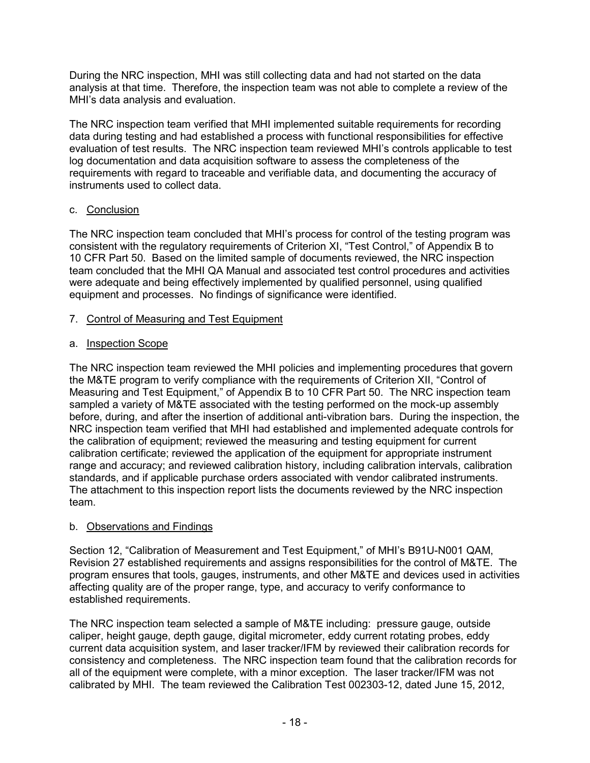During the NRC inspection, MHI was still collecting data and had not started on the data analysis at that time. Therefore, the inspection team was not able to complete a review of the MHI's data analysis and evaluation.

The NRC inspection team verified that MHI implemented suitable requirements for recording data during testing and had established a process with functional responsibilities for effective evaluation of test results. The NRC inspection team reviewed MHI's controls applicable to test log documentation and data acquisition software to assess the completeness of the requirements with regard to traceable and verifiable data, and documenting the accuracy of instruments used to collect data.

c. Conclusion

The NRC inspection team concluded that MHI's process for control of the testing program was consistent with the regulatory requirements of Criterion XI, "Test Control," of Appendix B to 10 CFR Part 50. Based on the limited sample of documents reviewed, the NRC inspection team concluded that the MHI QA Manual and associated test control procedures and activities were adequate and being effectively implemented by qualified personnel, using qualified equipment and processes. No findings of significance were identified.

7. Control of Measuring and Test Equipment

a. Inspection Scope

The NRC inspection team reviewed the MHI policies and implementing procedures that govern the M&TE program to verify compliance with the requirements of Criterion XII, "Control of Measuring and Test Equipment," of Appendix B to 10 CFR Part 50. The NRC inspection team sampled a variety of M&TE associated with the testing performed on the mock-up assembly before, during, and after the insertion of additional anti-vibration bars. During the inspection, the NRC inspection team verified that MHI had established and implemented adequate controls for the calibration of equipment; reviewed the measuring and testing equipment for current calibration certificate; reviewed the application of the equipment for appropriate instrument range and accuracy; and reviewed calibration history, including calibration intervals, calibration standards, and if applicable purchase orders associated with vendor calibrated instruments. The attachment to this inspection report lists the documents reviewed by the NRC inspection team.

b. Observations and Findings

Section 12, "Calibration of Measurement and Test Equipment," of MHI's B91U-N001 QAM, Revision 27 established requirements and assigns responsibilities for the control of M&TE. The program ensures that tools, gauges, instruments, and other M&TE and devices used in activities affecting quality are of the proper range, type, and accuracy to verify conformance to established requirements.

The NRC inspection team selected a sample of M&TE including: pressure gauge, outside caliper, height gauge, depth gauge, digital micrometer, eddy current rotating probes, eddy current data acquisition system, and laser tracker/IFM by reviewed their calibration records for consistency and completeness. The NRC inspection team found that the calibration records for all of the equipment were complete, with a minor exception. The laser tracker/IFM was not calibrated by MHI. The team reviewed the Calibration Test 002303-12, dated June 15, 2012,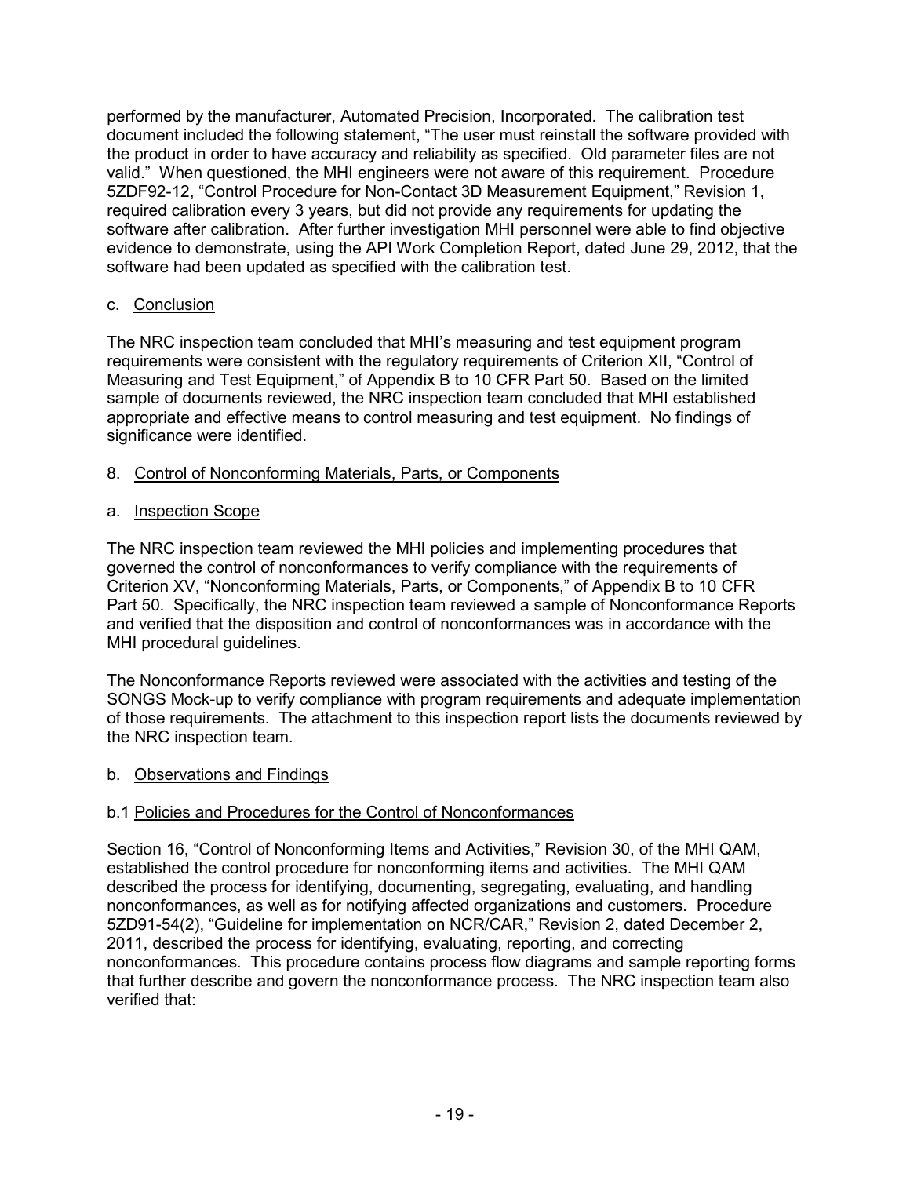performed by the manufacturer, Automated Precision, Incorporated. The calibration test document included the following statement, "The user must reinstall the software provided with the product in order to have accuracy and reliability as specified. Old parameter files are not valid." When questioned, the MHI engineers were not aware of this requirement. Procedure 5ZDF92-12, "Control Procedure for Non-Contact 3D Measurement Equipment," Revision 1, required calibration every 3 years, but did not provide any requirements for updating the software after calibration. After further investigation MHI personnel were able to find objective evidence to demonstrate, using the API Work Completion Report, dated June 29, 2012, that the software had been updated as specified with the calibration test.

c. Conclusion

The NRC inspection team concluded that MHI's measuring and test equipment program requirements were consistent with the regulatory requirements of Criterion XII, "Control of Measuring and Test Equipment," of Appendix B to 10 CFR Part 50. Based on the limited sample of documents reviewed, the NRC inspection team concluded that MHI established appropriate and effective means to control measuring and test equipment. No findings of significance were identified.

## 8. Control of Nonconforming Materials, Parts, or Components

a. Inspection Scope

The NRC inspection team reviewed the MHI policies and implementing procedures that governed the control of nonconformances to verify compliance with the requirements of Criterion XV, "Nonconforming Materials, Parts, or Components," of Appendix B to 10 CFR Part 50. Specifically, the NRC inspection team reviewed a sample of Nonconformance Reports and verified that the disposition and control of nonconformances was in accordance with the MHI procedural guidelines.

The Nonconformance Reports reviewed were associated with the activities and testing of the SONGS Mock-up to verify compliance with program requirements and adequate implementation of those requirements. The attachment to this inspection report lists the documents reviewed by the NRC inspection team.

b. Observations and Findings

b.1 Policies and Procedures for the Control of Nonconformances

Section 16, "Control of Nonconforming Items and Activities," Revision 30, of the MHI QAM, established the control procedure for nonconforming items and activities. The MHI QAM described the process for identifying, documenting, segregating, evaluating, and handling nonconformances, as well as for notifying affected organizations and customers. Procedure 5ZD91-54(2), "Guideline for implementation on NCR/CAR," Revision 2, dated December 2, 2011, described the process for identifying, evaluating, reporting, and correcting nonconformances. This procedure contains process flow diagrams and sample reporting forms that further describe and govern the nonconformance process. The NRC inspection team also verified that: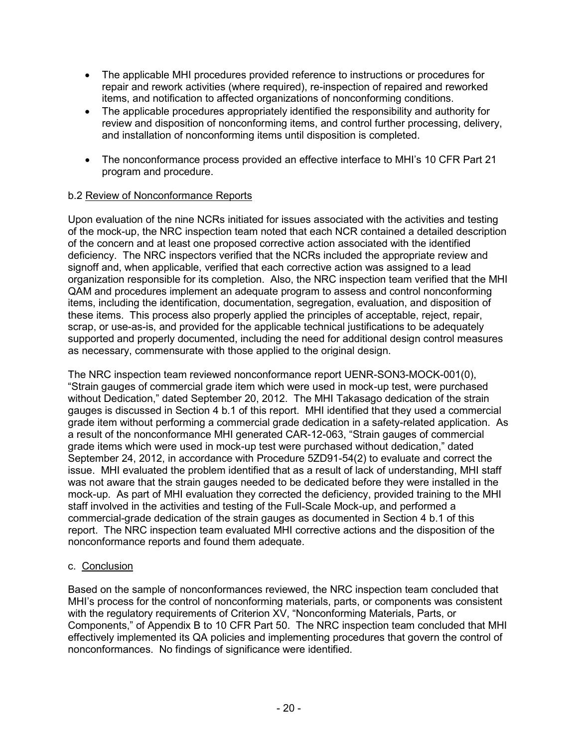- The applicable MHI procedures provided reference to instructions or procedures for repair and rework activities (where required), re-inspection of repaired and reworked items, and notification to affected organizations of nonconforming conditions.
- The applicable procedures appropriately identified the responsibility and authority for review and disposition of nonconforming items, and control further processing, delivery, and installation of nonconforming items until disposition is completed.
- The nonconformance process provided an effective interface to MHI's 10 CFR Part 21 program and procedure.

b.2 Review of Nonconformance Reports

Upon evaluation of the nine NCRs initiated for issues associated with the activities and testing of the mock-up, the NRC inspection team noted that each NCR contained a detailed description of the concern and at least one proposed corrective action associated with the identified deficiency. The NRC inspectors verified that the NCRs included the appropriate review and signoff and, when applicable, verified that each corrective action was assigned to a lead organization responsible for its completion. Also, the NRC inspection team verified that the MHI QAM and procedures implement an adequate program to assess and control nonconforming items, including the identification, documentation, segregation, evaluation, and disposition of these items. This process also properly applied the principles of acceptable, reject, repair, scrap, or use-as-is, and provided for the applicable technical justifications to be adequately supported and properly documented, including the need for additional design control measures as necessary, commensurate with those applied to the original design.

The NRC inspection team reviewed nonconformance report UENR-SON3-MOCK-001(0), "Strain gauges of commercial grade item which were used in mock-up test, were purchased without Dedication," dated September 20, 2012. The MHI Takasago dedication of the strain gauges is discussed in Section 4 b.1 of this report. MHI identified that they used a commercial grade item without performing a commercial grade dedication in a safety-related application. As a result of the nonconformance MHI generated CAR-12-063, "Strain gauges of commercial grade items which were used in mock-up test were purchased without dedication," dated September 24, 2012, in accordance with Procedure 5ZD91-54(2) to evaluate and correct the issue. MHI evaluated the problem identified that as a result of lack of understanding, MHI staff was not aware that the strain gauges needed to be dedicated before they were installed in the mock-up. As part of MHI evaluation they corrected the deficiency, provided training to the MHI staff involved in the activities and testing of the Full-Scale Mock-up, and performed a commercial-grade dedication of the strain gauges as documented in Section 4 b.1 of this report. The NRC inspection team evaluated MHI corrective actions and the disposition of the nonconformance reports and found them adequate.

c. Conclusion

Based on the sample of nonconformances reviewed, the NRC inspection team concluded that MHI's process for the control of nonconforming materials, parts, or components was consistent with the regulatory requirements of Criterion XV, "Nonconforming Materials, Parts, or Components," of Appendix B to 10 CFR Part 50. The NRC inspection team concluded that MHI effectively implemented its QA policies and implementing procedures that govern the control of nonconformances. No findings of significance were identified.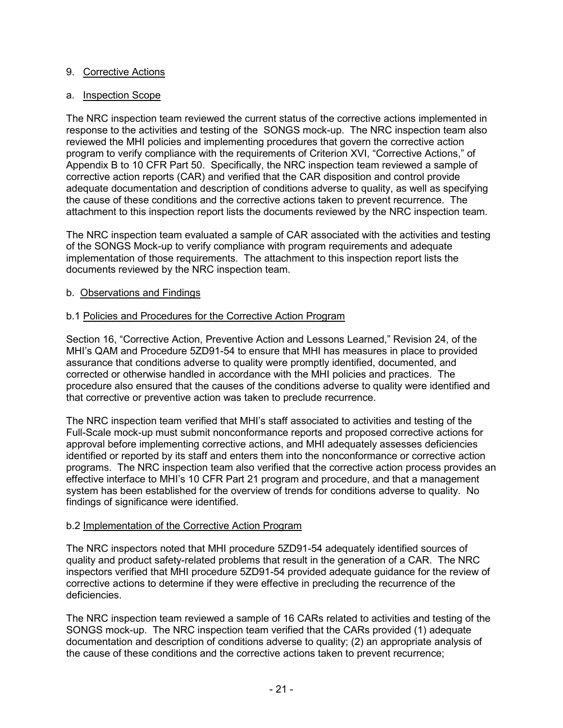## 9. Corrective Actions

### a. Inspection Scope

The NRC inspection team reviewed the current status of the corrective actions implemented in response to the activities and testing of the SONGS mock-up. The NRC inspection team also reviewed the MHI policies and implementing procedures that govern the corrective action program to verify compliance with the requirements of Criterion XVI, "Corrective Actions," of Appendix B to 10 CFR Part 50. Specifically, the NRC inspection team reviewed a sample of corrective action reports (CAR) and verified that the CAR disposition and control provide adequate documentation and description of conditions adverse to quality, as well as specifying the cause of these conditions and the corrective actions taken to prevent recurrence. The attachment to this inspection report lists the documents reviewed by the NRC inspection team.

The NRC inspection team evaluated a sample of CAR associated with the activities and testing of the SONGS Mock-up to verify compliance with program requirements and adequate implementation of those requirements. The attachment to this inspection report lists the documents reviewed by the NRC inspection team.

### b. Observations and Findings

#### b.1 Policies and Procedures for the Corrective Action Program

Section 16, "Corrective Action, Preventive Action and Lessons Learned," Revision 24, of the MHI's QAM and Procedure 5ZD91-54 to ensure that MHI has measures in place to provided assurance that conditions adverse to quality were promptly identified, documented, and corrected or otherwise handled in accordance with the MHI policies and practices. The procedure also ensured that the causes of the conditions adverse to quality were identified and that corrective or preventive action was taken to preclude recurrence.

The NRC inspection team verified that MHI's staff associated to activities and testing of the Full-Scale mock-up must submit nonconformance reports and proposed corrective actions for approval before implementing corrective actions, and MHI adequately assesses deficiencies identified or reported by its staff and enters them into the nonconformance or corrective action programs. The NRC inspection team also verified that the corrective action process provides an effective interface to MHI's 10 CFR Part 21 program and procedure, and that a management system has been established for the overview of trends for conditions adverse to quality. No findings of significance were identified.

#### b.2 Implementation of the Corrective Action Program

The NRC inspectors noted that MHI procedure 5ZD91-54 adequately identified sources of quality and product safety-related problems that result in the generation of a CAR. The NRC inspectors verified that MHI procedure 5ZD91-54 provided adequate guidance for the review of corrective actions to determine if they were effective in precluding the recurrence of the deficiencies.

The NRC inspection team reviewed a sample of 16 CARs related to activities and testing of the SONGS mock-up. The NRC inspection team verified that the CARs provided (1) adequate documentation and description of conditions adverse to quality; (2) an appropriate analysis of the cause of these conditions and the corrective actions taken to prevent recurrence;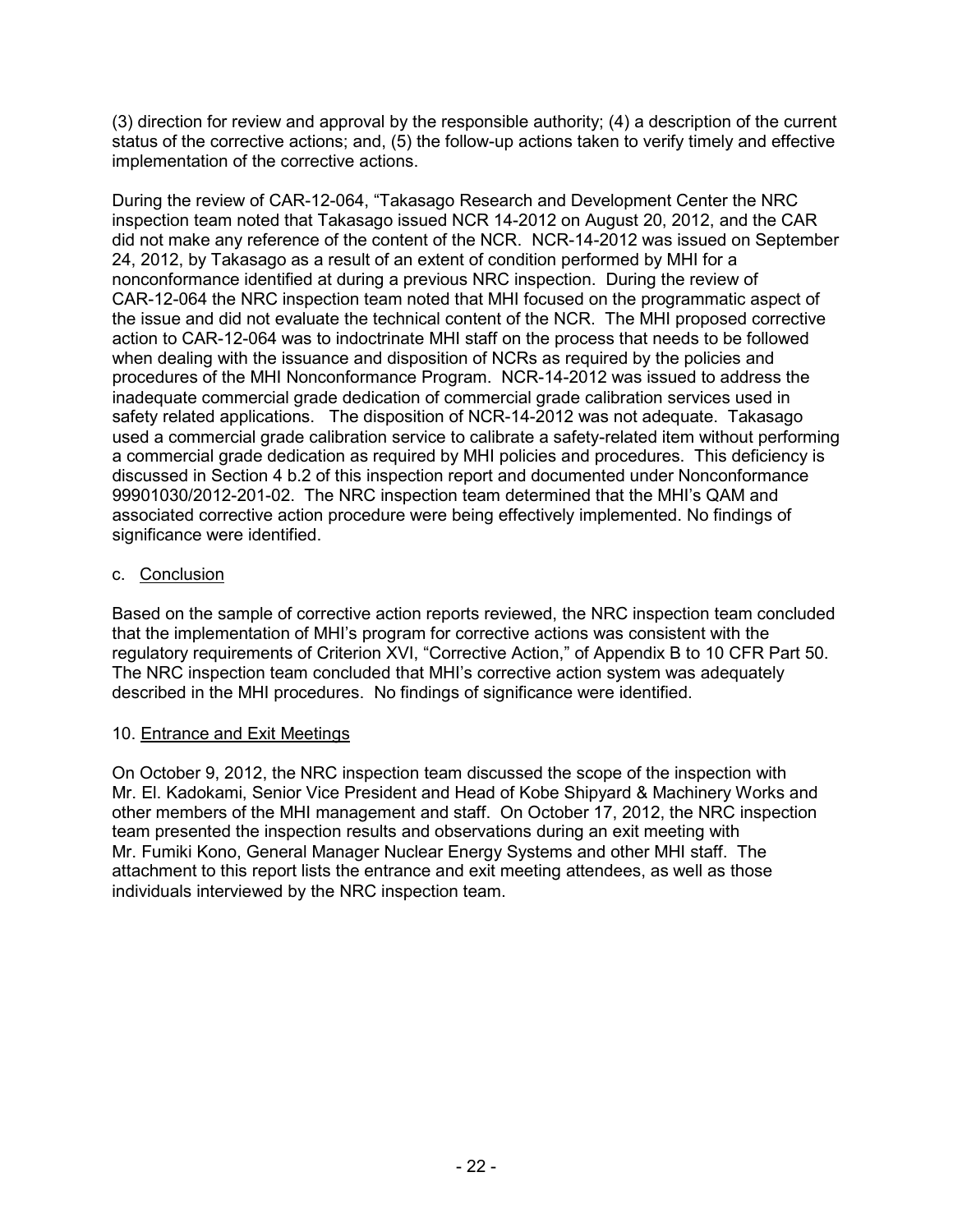(3) direction for review and approval by the responsible authority; (4) a description of the current status of the corrective actions; and, (5) the follow-up actions taken to verify timely and effective implementation of the corrective actions.

During the review of CAR-12-064, "Takasago Research and Development Center the NRC inspection team noted that Takasago issued NCR 14-2012 on August 20, 2012, and the CAR did not make any reference of the content of the NCR. NCR-14-2012 was issued on September 24, 2012, by Takasago as a result of an extent of condition performed by MHI for a nonconformance identified at during a previous NRC inspection. During the review of CAR-12-064 the NRC inspection team noted that MHI focused on the programmatic aspect of the issue and did not evaluate the technical content of the NCR. The MHI proposed corrective action to CAR-12-064 was to indoctrinate MHI staff on the process that needs to be followed when dealing with the issuance and disposition of NCRs as required by the policies and procedures of the MHI Nonconformance Program. NCR-14-2012 was issued to address the inadequate commercial grade dedication of commercial grade calibration services used in safety related applications. The disposition of NCR-14-2012 was not adequate. Takasago used a commercial grade calibration service to calibrate a safety-related item without performing a commercial grade dedication as required by MHI policies and procedures. This deficiency is discussed in Section 4 b.2 of this inspection report and documented under Nonconformance 99901030/2012-201-02. The NRC inspection team determined that the MHI's QAM and associated corrective action procedure were being effectively implemented. No findings of significance were identified.

c. Conclusion

Based on the sample of corrective action reports reviewed, the NRC inspection team concluded that the implementation of MHI's program for corrective actions was consistent with the regulatory requirements of Criterion XVI, "Corrective Action," of Appendix B to 10 CFR Part 50. The NRC inspection team concluded that MHI's corrective action system was adequately described in the MHI procedures. No findings of significance were identified.

10. Entrance and Exit Meetings

On October 9, 2012, the NRC inspection team discussed the scope of the inspection with Mr. El. Kadokami, Senior Vice President and Head of Kobe Shipyard & Machinery Works and other members of the MHI management and staff. On October 17, 2012, the NRC inspection team presented the inspection results and observations during an exit meeting with Mr. Fumiki Kono, General Manager Nuclear Energy Systems and other MHI staff. The attachment to this report lists the entrance and exit meeting attendees, as well as those individuals interviewed by the NRC inspection team.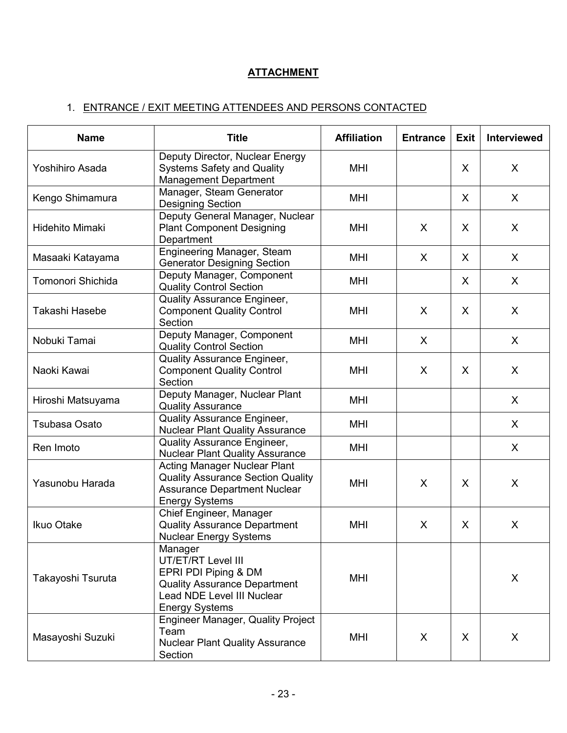## ATTACHMENT

1. ENTRANCE / EXIT MEETING ATTENDEES AND PERSONS CONTACTED

| Name | Title | Affiliation | Entrance | Exit | Interviewed |
|---|---|---|---|---|---|
| Yoshihiro Asada | Deputy Director, Nuclear Energy Systems Safety and Quality Management Department | MHI | | X | X |
| Kengo Shimamura | Manager, Steam Generator Designing Section | MHI | | X | X |
| Hidehito Mimaki | Deputy General Manager, Nuclear Plant Component Designing Department | MHI | X | X | X |
| Masaaki Katayama | Engineering Manager, Steam Generator Designing Section | MHI | X | X | X |
| Tomonori Shichida | Deputy Manager, Component Quality Control Section | MHI | | X | X |
| Takashi Hasebe | Quality Assurance Engineer, Component Quality Control Section | MHI | X | X | X |
| Nobuki Tamai | Deputy Manager, Component Quality Control Section | MHI | X | | X |
| Naoki Kawai | Quality Assurance Engineer, Component Quality Control Section | MHI | X | X | X |
| Hiroshi Matsuyama | Deputy Manager, Nuclear Plant Quality Assurance | MHI | | | X |
| Tsubasa Osato | Quality Assurance Engineer, Nuclear Plant Quality Assurance | MHI | | | X |
| Ren Imoto | Quality Assurance Engineer, Nuclear Plant Quality Assurance | MHI | | | X |
| Yasunobu Harada | Acting Manager Nuclear Plant Quality Assurance Section Quality Assurance Department Nuclear Energy Systems | MHI | X | X | X |
| Ikuo Otake | Chief Engineer, Manager Quality Assurance Department Nuclear Energy Systems | MHI | X | X | X |
| Takayoshi Tsuruta | Manager UT/ET/RT Level III EPRI PDI Piping & DM Quality Assurance Department Lead NDE Level III Nuclear Energy Systems | MHI | | | X |
| Masayoshi Suzuki | Engineer Manager, Quality Project Team Nuclear Plant Quality Assurance Section | MHI | X | X | X |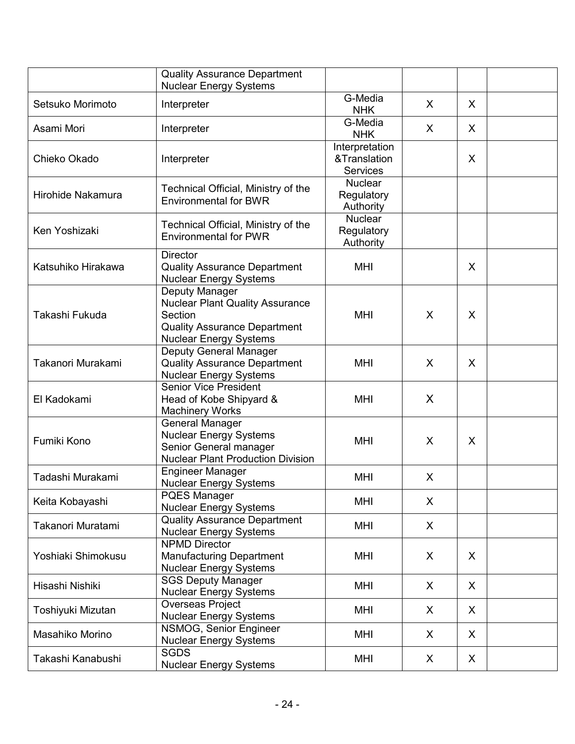| | | | | | |
|---|---|---|---|---|---|
| | Quality Assurance Department<br>Nuclear Energy Systems | | | | |
| Setsuko Morimoto | Interpreter | G-Media<br>NHK | X | X | |
| Asami Mori | Interpreter | G-Media<br>NHK | X | X | |
| Chieko Okado | Interpreter | Interpretation<br>&Translation<br>Services | | X | |
| Hirohide Nakamura | Technical Official, Ministry of the Environmental for BWR | Nuclear<br>Regulatory<br>Authority | | | |
| Ken Yoshizaki | Technical Official, Ministry of the Environmental for PWR | Nuclear<br>Regulatory<br>Authority | | | |
| Katsuhiko Hirakawa | Director<br>Quality Assurance Department<br>Nuclear Energy Systems | MHI | | X | |
| Takashi Fukuda | Deputy Manager<br>Nuclear Plant Quality Assurance Section<br>Quality Assurance Department<br>Nuclear Energy Systems | MHI | X | X | |
| Takanori Murakami | Deputy General Manager<br>Quality Assurance Department<br>Nuclear Energy Systems | MHI | X | X | |
| El Kadokami | Senior Vice President<br>Head of Kobe Shipyard &<br>Machinery Works | MHI | X | | |
| Fumiki Kono | General Manager<br>Nuclear Energy Systems<br>Senior General manager<br>Nuclear Plant Production Division | MHI | X | X | |
| Tadashi Murakami | Engineer Manager<br>Nuclear Energy Systems | MHI | X | | |
| Keita Kobayashi | PQES Manager<br>Nuclear Energy Systems | MHI | X | | |
| Takanori Muratami | Quality Assurance Department<br>Nuclear Energy Systems | MHI | X | | |
| Yoshiaki Shimokusu | NPMD Director<br>Manufacturing Department<br>Nuclear Energy Systems | MHI | X | X | |
| Hisashi Nishiki | SGS Deputy Manager<br>Nuclear Energy Systems | MHI | X | X | |
| Toshiyuki Mizutan | Overseas Project<br>Nuclear Energy Systems | MHI | X | X | |
| Masahiko Morino | NSMOG, Senior Engineer<br>Nuclear Energy Systems | MHI | X | X | |
| Takashi Kanabushi | SGDS<br>Nuclear Energy Systems | MHI | X | X | |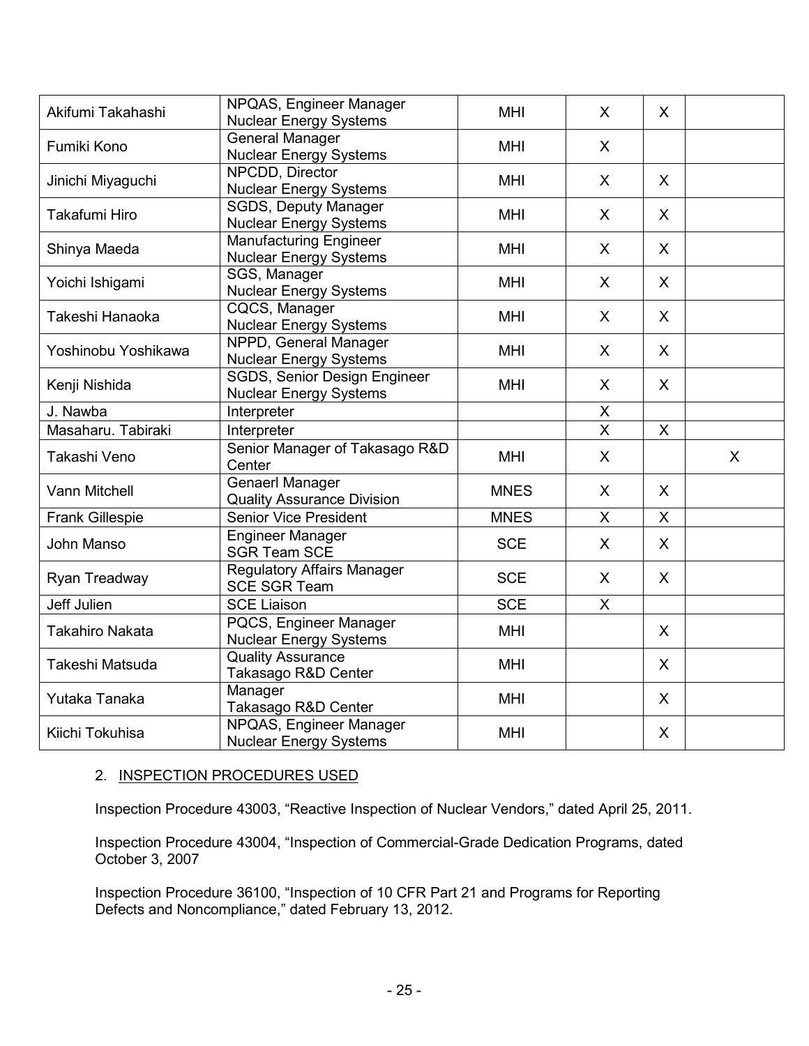| | | | | | |
|---|---|---|---|---|---|
| Akifumi Takahashi | NPQAS, Engineer Manager Nuclear Energy Systems | MHI | X | X | |
| Fumiki Kono | General Manager Nuclear Energy Systems | MHI | X | | |
| Jinichi Miyaguchi | NPCDD, Director Nuclear Energy Systems | MHI | X | X | |
| Takafumi Hiro | SGDS, Deputy Manager Nuclear Energy Systems | MHI | X | X | |
| Shinya Maeda | Manufacturing Engineer Nuclear Energy Systems | MHI | X | X | |
| Yoichi Ishigami | SGS, Manager Nuclear Energy Systems | MHI | X | X | |
| Takeshi Hanaoka | CQCS, Manager Nuclear Energy Systems | MHI | X | X | |
| Yoshinobu Yoshikawa | NPPD, General Manager Nuclear Energy Systems | MHI | X | X | |
| Kenji Nishida | SGDS, Senior Design Engineer Nuclear Energy Systems | MHI | X | X | |
| J. Nawba | Interpreter | | X | | |
| Masaharu. Tabiraki | Interpreter | | X | X | |
| Takashi Veno | Senior Manager of Takasago R&D Center | MHI | X | | X |
| Vann Mitchell | Genaerl Manager Quality Assurance Division | MNES | X | X | |
| Frank Gillespie | Senior Vice President | MNES | X | X | |
| John Manso | Engineer Manager SGR Team SCE | SCE | X | X | |
| Ryan Treadway | Regulatory Affairs Manager SCE SGR Team | SCE | X | X | |
| Jeff Julien | SCE Liaison | SCE | X | | |
| Takahiro Nakata | PQCS, Engineer Manager Nuclear Energy Systems | MHI | | X | |
| Takeshi Matsuda | Quality Assurance Takasago R&D Center | MHI | | X | |
| Yutaka Tanaka | Manager Takasago R&D Center | MHI | | X | |
| Kiichi Tokuhisa | NPQAS, Engineer Manager Nuclear Energy Systems | MHI | | X | |

2. INSPECTION PROCEDURES USED

Inspection Procedure 43003, "Reactive Inspection of Nuclear Vendors," dated April 25, 2011.

Inspection Procedure 43004, "Inspection of Commercial-Grade Dedication Programs, dated October 3, 2007

Inspection Procedure 36100, "Inspection of 10 CFR Part 21 and Programs for Reporting Defects and Noncompliance," dated February 13, 2012.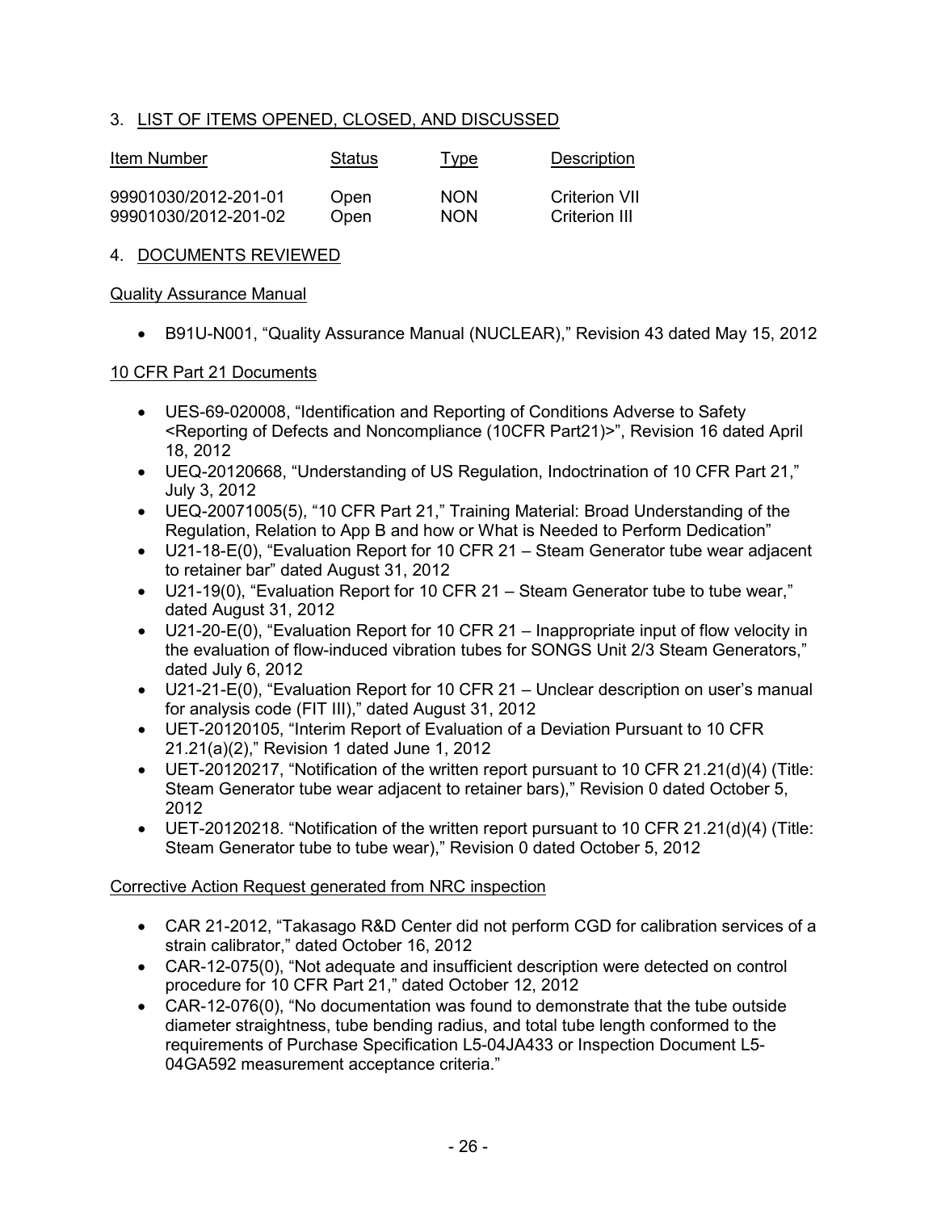## 3. LIST OF ITEMS OPENED, CLOSED, AND DISCUSSED

| Item Number | Status | Type | Description |
|---|---|---|---|
| 99901030/2012-201-01 | Open | NON | Criterion VII |
| 99901030/2012-201-02 | Open | NON | Criterion III |

## 4. DOCUMENTS REVIEWED

### Quality Assurance Manual

- B91U-N001, "Quality Assurance Manual (NUCLEAR)," Revision 43 dated May 15, 2012

### 10 CFR Part 21 Documents

- UES-69-020008, "Identification and Reporting of Conditions Adverse to Safety <Reporting of Defects and Noncompliance (10CFR Part21)>", Revision 16 dated April 18, 2012
- UEQ-20120668, "Understanding of US Regulation, Indoctrination of 10 CFR Part 21," July 3, 2012
- UEQ-20071005(5), "10 CFR Part 21," Training Material: Broad Understanding of the Regulation, Relation to App B and how or What is Needed to Perform Dedication"
- U21-18-E(0), "Evaluation Report for 10 CFR 21 – Steam Generator tube wear adjacent to retainer bar" dated August 31, 2012
- U21-19(0), "Evaluation Report for 10 CFR 21 – Steam Generator tube to tube wear," dated August 31, 2012
- U21-20-E(0), "Evaluation Report for 10 CFR 21 – Inappropriate input of flow velocity in the evaluation of flow-induced vibration tubes for SONGS Unit 2/3 Steam Generators," dated July 6, 2012
- U21-21-E(0), "Evaluation Report for 10 CFR 21 – Unclear description on user's manual for analysis code (FIT III)," dated August 31, 2012
- UET-20120105, "Interim Report of Evaluation of a Deviation Pursuant to 10 CFR 21.21(a)(2)," Revision 1 dated June 1, 2012
- UET-20120217, "Notification of the written report pursuant to 10 CFR 21.21(d)(4) (Title: Steam Generator tube wear adjacent to retainer bars)," Revision 0 dated October 5, 2012
- UET-20120218. "Notification of the written report pursuant to 10 CFR 21.21(d)(4) (Title: Steam Generator tube to tube wear)," Revision 0 dated October 5, 2012

### Corrective Action Request generated from NRC inspection

- CAR 21-2012, "Takasago R&D Center did not perform CGD for calibration services of a strain calibrator," dated October 16, 2012
- CAR-12-075(0), "Not adequate and insufficient description were detected on control procedure for 10 CFR Part 21," dated October 12, 2012
- CAR-12-076(0), "No documentation was found to demonstrate that the tube outside diameter straightness, tube bending radius, and total tube length conformed to the requirements of Purchase Specification L5-04JA433 or Inspection Document L5-04GA592 measurement acceptance criteria."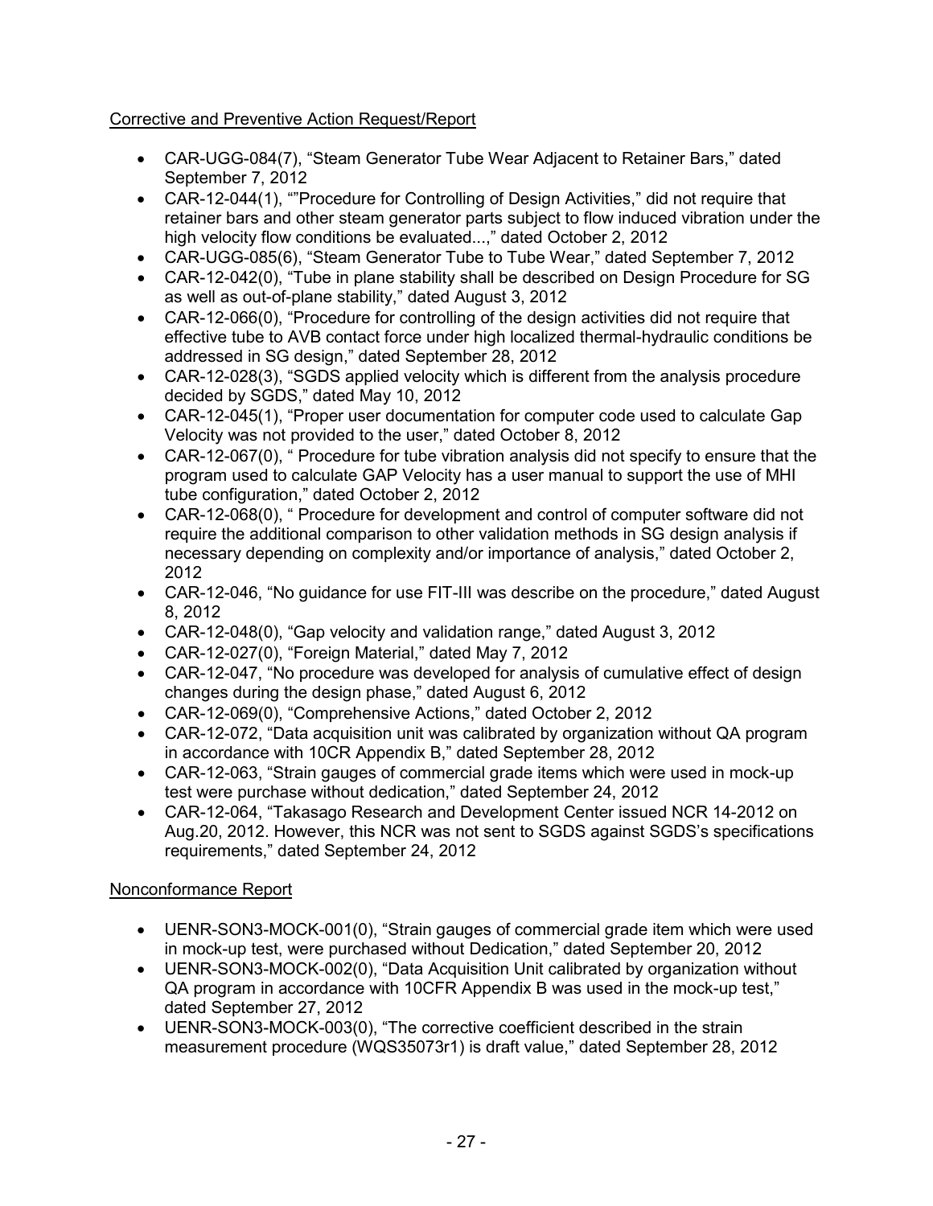Corrective and Preventive Action Request/Report

- CAR-UGG-084(7), "Steam Generator Tube Wear Adjacent to Retainer Bars," dated September 7, 2012
- CAR-12-044(1), ""Procedure for Controlling of Design Activities," did not require that retainer bars and other steam generator parts subject to flow induced vibration under the high velocity flow conditions be evaluated...," dated October 2, 2012
- CAR-UGG-085(6), "Steam Generator Tube to Tube Wear," dated September 7, 2012
- CAR-12-042(0), "Tube in plane stability shall be described on Design Procedure for SG as well as out-of-plane stability," dated August 3, 2012
- CAR-12-066(0), "Procedure for controlling of the design activities did not require that effective tube to AVB contact force under high localized thermal-hydraulic conditions be addressed in SG design," dated September 28, 2012
- CAR-12-028(3), "SGDS applied velocity which is different from the analysis procedure decided by SGDS," dated May 10, 2012
- CAR-12-045(1), "Proper user documentation for computer code used to calculate Gap Velocity was not provided to the user," dated October 8, 2012
- CAR-12-067(0), " Procedure for tube vibration analysis did not specify to ensure that the program used to calculate GAP Velocity has a user manual to support the use of MHI tube configuration," dated October 2, 2012
- CAR-12-068(0), " Procedure for development and control of computer software did not require the additional comparison to other validation methods in SG design analysis if necessary depending on complexity and/or importance of analysis," dated October 2, 2012
- CAR-12-046, "No guidance for use FIT-III was describe on the procedure," dated August 8, 2012
- CAR-12-048(0), "Gap velocity and validation range," dated August 3, 2012
- CAR-12-027(0), "Foreign Material," dated May 7, 2012
- CAR-12-047, "No procedure was developed for analysis of cumulative effect of design changes during the design phase," dated August 6, 2012
- CAR-12-069(0), "Comprehensive Actions," dated October 2, 2012
- CAR-12-072, "Data acquisition unit was calibrated by organization without QA program in accordance with 10CR Appendix B," dated September 28, 2012
- CAR-12-063, "Strain gauges of commercial grade items which were used in mock-up test were purchase without dedication," dated September 24, 2012
- CAR-12-064, "Takasago Research and Development Center issued NCR 14-2012 on Aug.20, 2012. However, this NCR was not sent to SGDS against SGDS's specifications requirements," dated September 24, 2012

Nonconformance Report

- UENR-SON3-MOCK-001(0), "Strain gauges of commercial grade item which were used in mock-up test, were purchased without Dedication," dated September 20, 2012
- UENR-SON3-MOCK-002(0), "Data Acquisition Unit calibrated by organization without QA program in accordance with 10CFR Appendix B was used in the mock-up test," dated September 27, 2012
- UENR-SON3-MOCK-003(0), "The corrective coefficient described in the strain measurement procedure (WQS35073r1) is draft value," dated September 28, 2012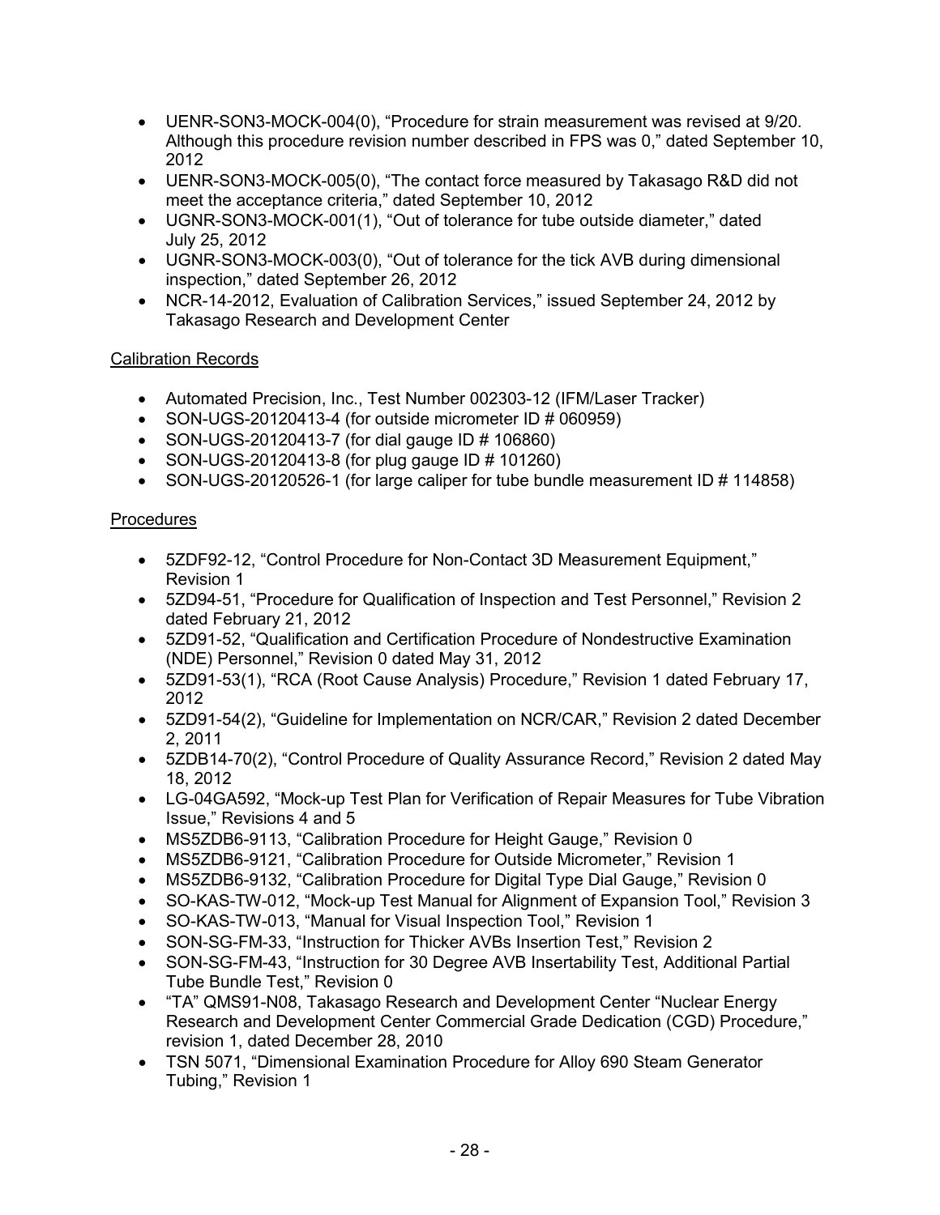- UENR-SON3-MOCK-004(0), "Procedure for strain measurement was revised at 9/20. Although this procedure revision number described in FPS was 0," dated September 10, 2012
- UENR-SON3-MOCK-005(0), "The contact force measured by Takasago R&D did not meet the acceptance criteria," dated September 10, 2012
- UGNR-SON3-MOCK-001(1), "Out of tolerance for tube outside diameter," dated July 25, 2012
- UGNR-SON3-MOCK-003(0), "Out of tolerance for the tick AVB during dimensional inspection," dated September 26, 2012
- NCR-14-2012, Evaluation of Calibration Services," issued September 24, 2012 by Takasago Research and Development Center

Calibration Records

- Automated Precision, Inc., Test Number 002303-12 (IFM/Laser Tracker)
- SON-UGS-20120413-4 (for outside micrometer ID # 060959)
- SON-UGS-20120413-7 (for dial gauge ID # 106860)
- SON-UGS-20120413-8 (for plug gauge ID # 101260)
- SON-UGS-20120526-1 (for large caliper for tube bundle measurement ID # 114858)

Procedures

- 5ZDF92-12, "Control Procedure for Non-Contact 3D Measurement Equipment," Revision 1
- 5ZD94-51, "Procedure for Qualification of Inspection and Test Personnel," Revision 2 dated February 21, 2012
- 5ZD91-52, "Qualification and Certification Procedure of Nondestructive Examination (NDE) Personnel," Revision 0 dated May 31, 2012
- 5ZD91-53(1), "RCA (Root Cause Analysis) Procedure," Revision 1 dated February 17, 2012
- 5ZD91-54(2), "Guideline for Implementation on NCR/CAR," Revision 2 dated December 2, 2011
- 5ZDB14-70(2), "Control Procedure of Quality Assurance Record," Revision 2 dated May 18, 2012
- LG-04GA592, "Mock-up Test Plan for Verification of Repair Measures for Tube Vibration Issue," Revisions 4 and 5
- MS5ZDB6-9113, "Calibration Procedure for Height Gauge," Revision 0
- MS5ZDB6-9121, "Calibration Procedure for Outside Micrometer," Revision 1
- MS5ZDB6-9132, "Calibration Procedure for Digital Type Dial Gauge," Revision 0
- SO-KAS-TW-012, "Mock-up Test Manual for Alignment of Expansion Tool," Revision 3
- SO-KAS-TW-013, "Manual for Visual Inspection Tool," Revision 1
- SON-SG-FM-33, "Instruction for Thicker AVBs Insertion Test," Revision 2
- SON-SG-FM-43, "Instruction for 30 Degree AVB Insertability Test, Additional Partial Tube Bundle Test," Revision 0
- "TA" QMS91-N08, Takasago Research and Development Center "Nuclear Energy Research and Development Center Commercial Grade Dedication (CGD) Procedure," revision 1, dated December 28, 2010
- TSN 5071, "Dimensional Examination Procedure for Alloy 690 Steam Generator Tubing," Revision 1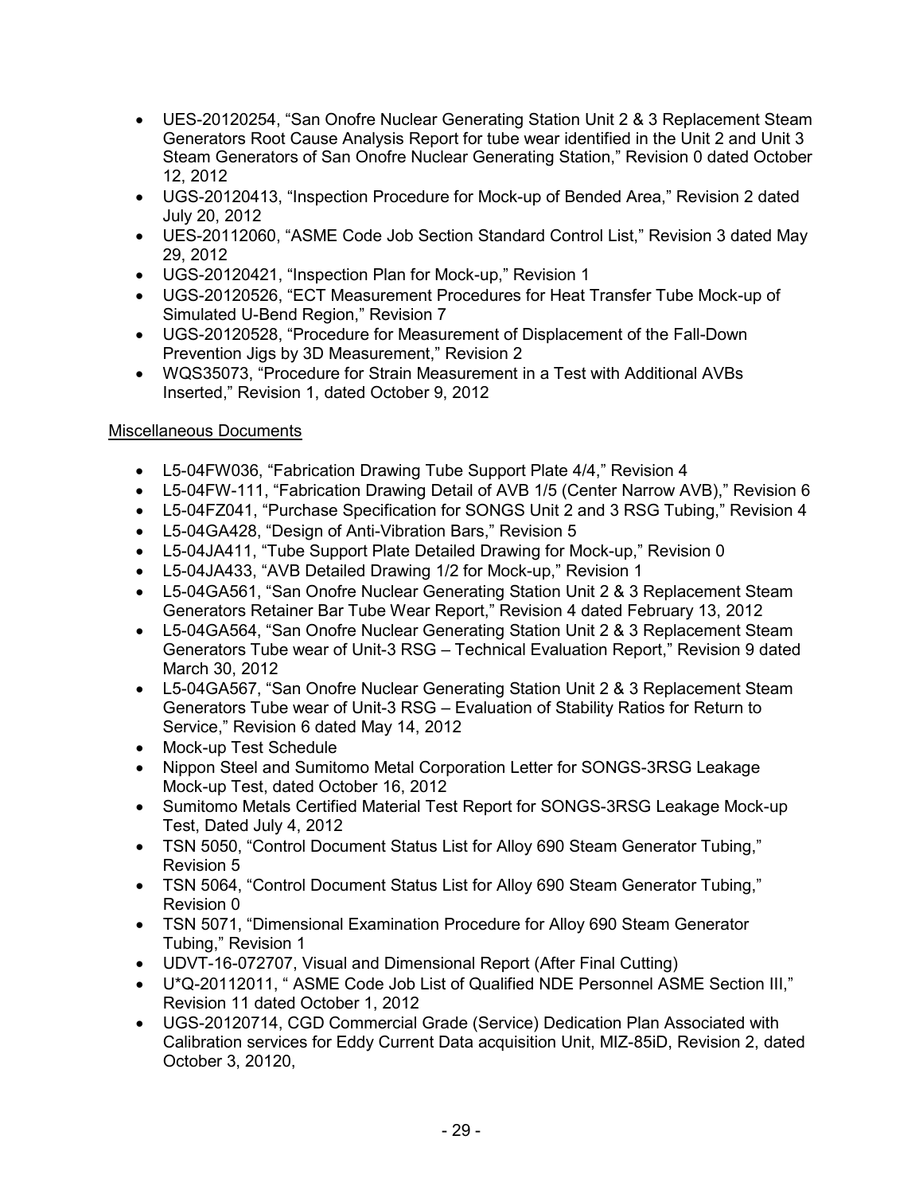- UES-20120254, “San Onofre Nuclear Generating Station Unit 2 & 3 Replacement Steam Generators Root Cause Analysis Report for tube wear identified in the Unit 2 and Unit 3 Steam Generators of San Onofre Nuclear Generating Station,” Revision 0 dated October 12, 2012
- UGS-20120413, “Inspection Procedure for Mock-up of Bended Area,” Revision 2 dated July 20, 2012
- UES-20112060, “ASME Code Job Section Standard Control List,” Revision 3 dated May 29, 2012
- UGS-20120421, “Inspection Plan for Mock-up,” Revision 1
- UGS-20120526, “ECT Measurement Procedures for Heat Transfer Tube Mock-up of Simulated U-Bend Region,” Revision 7
- UGS-20120528, “Procedure for Measurement of Displacement of the Fall-Down Prevention Jigs by 3D Measurement,” Revision 2
- WQS35073, “Procedure for Strain Measurement in a Test with Additional AVBs Inserted,” Revision 1, dated October 9, 2012

Miscellaneous Documents

- L5-04FW036, “Fabrication Drawing Tube Support Plate 4/4,” Revision 4
- L5-04FW-111, “Fabrication Drawing Detail of AVB 1/5 (Center Narrow AVB),” Revision 6
- L5-04FZ041, “Purchase Specification for SONGS Unit 2 and 3 RSG Tubing,” Revision 4
- L5-04GA428, “Design of Anti-Vibration Bars,” Revision 5
- L5-04JA411, “Tube Support Plate Detailed Drawing for Mock-up,” Revision 0
- L5-04JA433, “AVB Detailed Drawing 1/2 for Mock-up,” Revision 1
- L5-04GA561, “San Onofre Nuclear Generating Station Unit 2 & 3 Replacement Steam Generators Retainer Bar Tube Wear Report,” Revision 4 dated February 13, 2012
- L5-04GA564, “San Onofre Nuclear Generating Station Unit 2 & 3 Replacement Steam Generators Tube wear of Unit-3 RSG – Technical Evaluation Report,” Revision 9 dated March 30, 2012
- L5-04GA567, “San Onofre Nuclear Generating Station Unit 2 & 3 Replacement Steam Generators Tube wear of Unit-3 RSG – Evaluation of Stability Ratios for Return to Service,” Revision 6 dated May 14, 2012
- Mock-up Test Schedule
- Nippon Steel and Sumitomo Metal Corporation Letter for SONGS-3RSG Leakage Mock-up Test, dated October 16, 2012
- Sumitomo Metals Certified Material Test Report for SONGS-3RSG Leakage Mock-up Test, Dated July 4, 2012
- TSN 5050, “Control Document Status List for Alloy 690 Steam Generator Tubing,” Revision 5
- TSN 5064, “Control Document Status List for Alloy 690 Steam Generator Tubing,” Revision 0
- TSN 5071, “Dimensional Examination Procedure for Alloy 690 Steam Generator Tubing,” Revision 1
- UDVT-16-072707, Visual and Dimensional Report (After Final Cutting)
- U*Q-20112011, “ ASME Code Job List of Qualified NDE Personnel ASME Section III,” Revision 11 dated October 1, 2012
- UGS-20120714, CGD Commercial Grade (Service) Dedication Plan Associated with Calibration services for Eddy Current Data acquisition Unit, MIZ-85iD, Revision 2, dated October 3, 20120,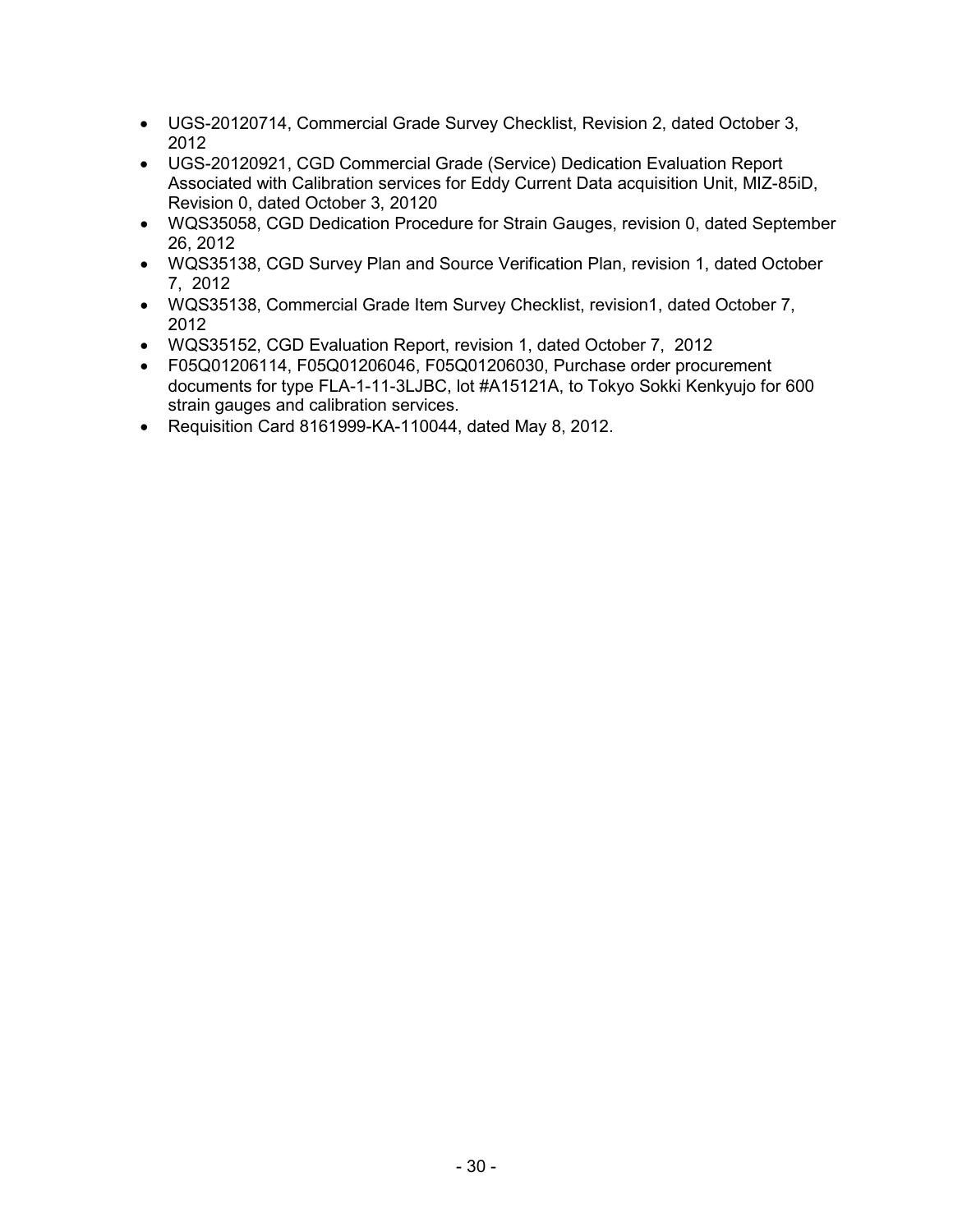- UGS-20120714, Commercial Grade Survey Checklist, Revision 2, dated October 3, 2012
- UGS-20120921, CGD Commercial Grade (Service) Dedication Evaluation Report Associated with Calibration services for Eddy Current Data acquisition Unit, MIZ-85iD, Revision 0, dated October 3, 20120
- WQS35058, CGD Dedication Procedure for Strain Gauges, revision 0, dated September 26, 2012
- WQS35138, CGD Survey Plan and Source Verification Plan, revision 1, dated October 7, 2012
- WQS35138, Commercial Grade Item Survey Checklist, revision1, dated October 7, 2012
- WQS35152, CGD Evaluation Report, revision 1, dated October 7, 2012
- F05Q01206114, F05Q01206046, F05Q01206030, Purchase order procurement documents for type FLA-1-11-3LJBC, lot #A15121A, to Tokyo Sokki Kenkyujo for 600 strain gauges and calibration services.
- Requisition Card 8161999-KA-110044, dated May 8, 2012.